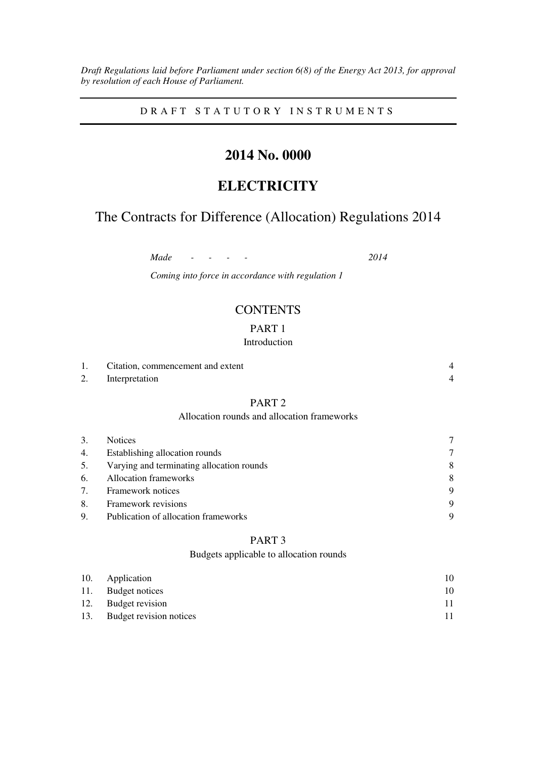*Draft Regulations laid before Parliament under section 6(8) of the Energy Act 2013, for approval by resolution of each House of Parliament.*

---

D R A F T   S T A T U T O R Y   I N S T R U M E N T S

---

# 2014 No. 0000

# ELECTRICITY

## The Contracts for Difference (Allocation) Regulations 2014

*Made - - - - 2014*

*Coming into force in accordance with regulation 1*

### CONTENTS

#### PART 1

Introduction

| | | |
|---|---|---|
| 1. | Citation, commencement and extent | 4 |
| 2. | Interpretation | 4 |

#### PART 2

Allocation rounds and allocation frameworks

| | | |
|---|---|---|
| 3. | Notices | 7 |
| 4. | Establishing allocation rounds | 7 |
| 5. | Varying and terminating allocation rounds | 8 |
| 6. | Allocation frameworks | 8 |
| 7. | Framework notices | 9 |
| 8. | Framework revisions | 9 |
| 9. | Publication of allocation frameworks | 9 |

#### PART 3

Budgets applicable to allocation rounds

| | | |
|---|---|---|
| 10. | Application | 10 |
| 11. | Budget notices | 10 |
| 12. | Budget revision | 11 |
| 13. | Budget revision notices | 11 |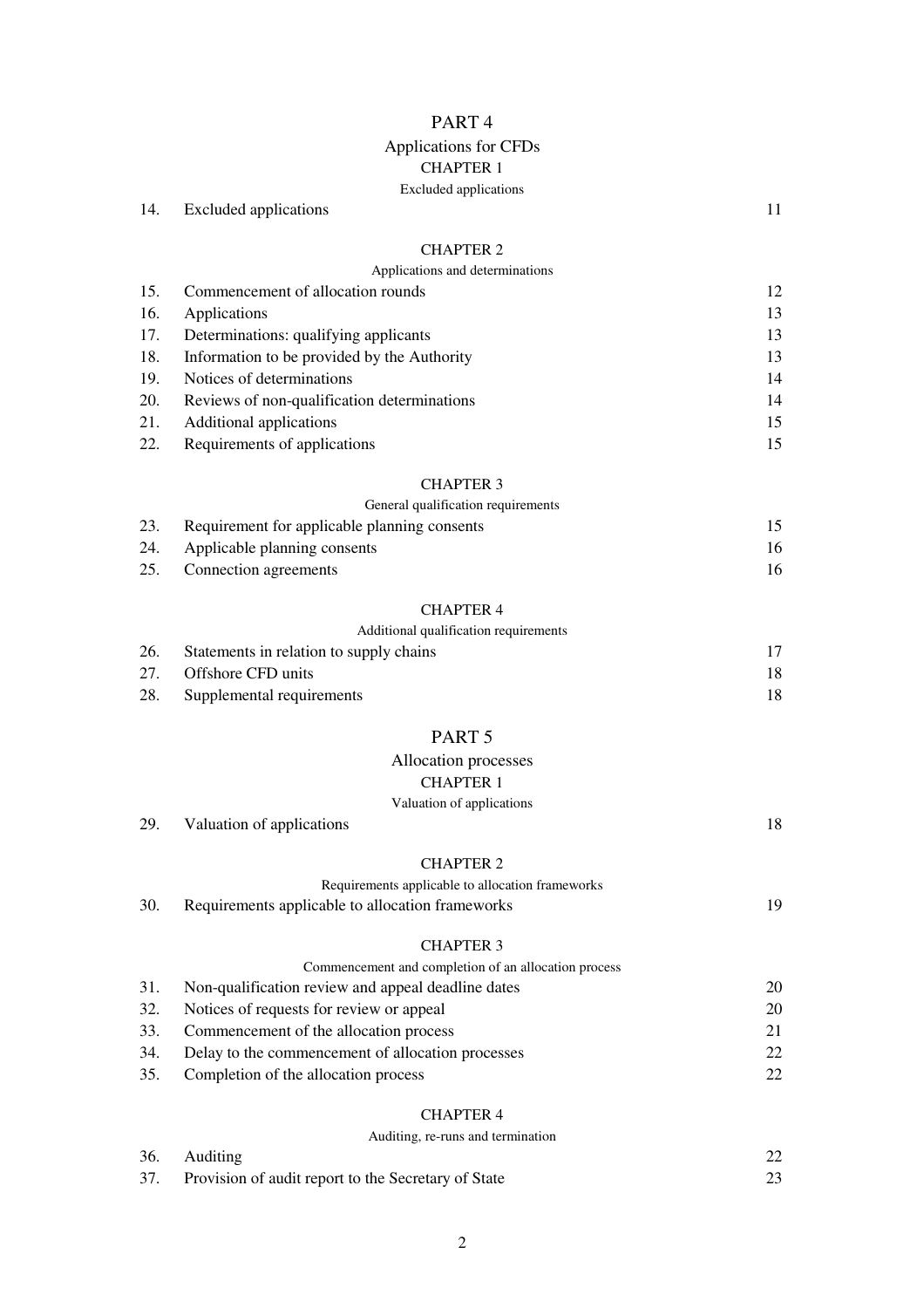PART 4

Applications for CFDs

CHAPTER 1

Excluded applications

| | | |
|---|---|---|
| 14. | Excluded applications | 11 |

CHAPTER 2

Applications and determinations

| | | |
|---|---|---|
| 15. | Commencement of allocation rounds | 12 |
| 16. | Applications | 13 |
| 17. | Determinations: qualifying applicants | 13 |
| 18. | Information to be provided by the Authority | 13 |
| 19. | Notices of determinations | 14 |
| 20. | Reviews of non-qualification determinations | 14 |
| 21. | Additional applications | 15 |
| 22. | Requirements of applications | 15 |

CHAPTER 3

General qualification requirements

| | | |
|---|---|---|
| 23. | Requirement for applicable planning consents | 15 |
| 24. | Applicable planning consents | 16 |
| 25. | Connection agreements | 16 |

CHAPTER 4

Additional qualification requirements

| | | |
|---|---|---|
| 26. | Statements in relation to supply chains | 17 |
| 27. | Offshore CFD units | 18 |
| 28. | Supplemental requirements | 18 |

PART 5

Allocation processes

CHAPTER 1

Valuation of applications

| | | |
|---|---|---|
| 29. | Valuation of applications | 18 |

CHAPTER 2

Requirements applicable to allocation frameworks

| | | |
|---|---|---|
| 30. | Requirements applicable to allocation frameworks | 19 |

CHAPTER 3

Commencement and completion of an allocation process

| | | |
|---|---|---|
| 31. | Non-qualification review and appeal deadline dates | 20 |
| 32. | Notices of requests for review or appeal | 20 |
| 33. | Commencement of the allocation process | 21 |
| 34. | Delay to the commencement of allocation processes | 22 |
| 35. | Completion of the allocation process | 22 |

CHAPTER 4

Auditing, re-runs and termination

| | | |
|---|---|---|
| 36. | Auditing | 22 |
| 37. | Provision of audit report to the Secretary of State | 23 |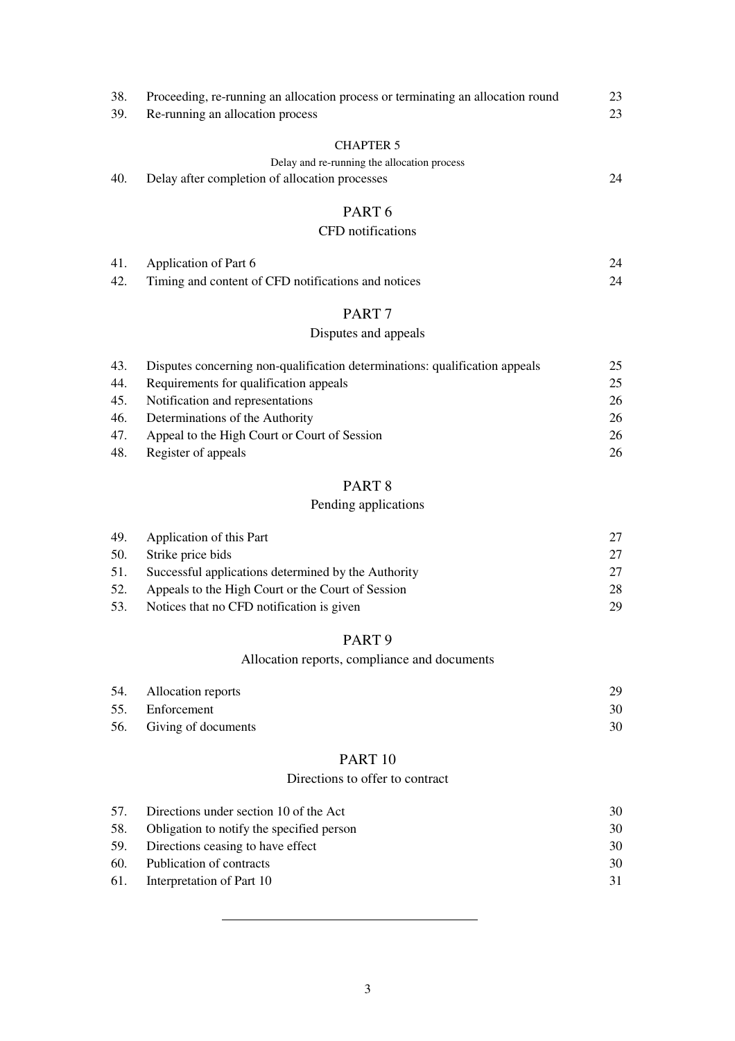| | | |
|---|---|---|
| 38. | Proceeding, re-running an allocation process or terminating an allocation round | 23 |
| 39. | Re-running an allocation process | 23 |

CHAPTER 5

Delay and re-running the allocation process

| | | |
|---|---|---|
| 40. | Delay after completion of allocation processes | 24 |

PART 6

CFD notifications

| | | |
|---|---|---|
| 41. | Application of Part 6 | 24 |
| 42. | Timing and content of CFD notifications and notices | 24 |

PART 7

Disputes and appeals

| | | |
|---|---|---|
| 43. | Disputes concerning non-qualification determinations: qualification appeals | 25 |
| 44. | Requirements for qualification appeals | 25 |
| 45. | Notification and representations | 26 |
| 46. | Determinations of the Authority | 26 |
| 47. | Appeal to the High Court or Court of Session | 26 |
| 48. | Register of appeals | 26 |

PART 8

Pending applications

| | | |
|---|---|---|
| 49. | Application of this Part | 27 |
| 50. | Strike price bids | 27 |
| 51. | Successful applications determined by the Authority | 27 |
| 52. | Appeals to the High Court or the Court of Session | 28 |
| 53. | Notices that no CFD notification is given | 29 |

PART 9

Allocation reports, compliance and documents

| | | |
|---|---|---|
| 54. | Allocation reports | 29 |
| 55. | Enforcement | 30 |
| 56. | Giving of documents | 30 |

PART 10

Directions to offer to contract

| | | |
|---|---|---|
| 57. | Directions under section 10 of the Act | 30 |
| 58. | Obligation to notify the specified person | 30 |
| 59. | Directions ceasing to have effect | 30 |
| 60. | Publication of contracts | 30 |
| 61. | Interpretation of Part 10 | 31 |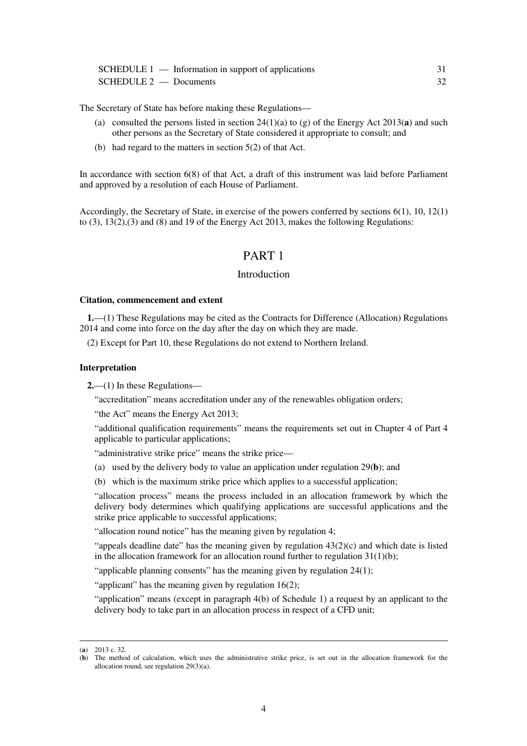| | |
|---|---|
| SCHEDULE 1 — Information in support of applications | 31 |
| SCHEDULE 2 — Documents | 32 |

The Secretary of State has before making these Regulations—

(a) consulted the persons listed in section 24(1)(a) to (g) of the Energy Act 2013(**a**) and such other persons as the Secretary of State considered it appropriate to consult; and

(b) had regard to the matters in section 5(2) of that Act.

In accordance with section 6(8) of that Act, a draft of this instrument was laid before Parliament and approved by a resolution of each House of Parliament.

Accordingly, the Secretary of State, in exercise of the powers conferred by sections 6(1), 10, 12(1) to (3), 13(2),(3) and (8) and 19 of the Energy Act 2013, makes the following Regulations:

# PART 1

## Introduction

### Citation, commencement and extent

**1.**—(1) These Regulations may be cited as the Contracts for Difference (Allocation) Regulations 2014 and come into force on the day after the day on which they are made.

(2) Except for Part 10, these Regulations do not extend to Northern Ireland.

### Interpretation

**2.**—(1) In these Regulations—

"accreditation" means accreditation under any of the renewables obligation orders;

"the Act" means the Energy Act 2013;

"additional qualification requirements" means the requirements set out in Chapter 4 of Part 4 applicable to particular applications;

"administrative strike price" means the strike price—

(a) used by the delivery body to value an application under regulation 29(**b**); and

(b) which is the maximum strike price which applies to a successful application;

"allocation process" means the process included in an allocation framework by which the delivery body determines which qualifying applications are successful applications and the strike price applicable to successful applications;

"allocation round notice" has the meaning given by regulation 4;

"appeals deadline date" has the meaning given by regulation 43(2)(c) and which date is listed in the allocation framework for an allocation round further to regulation 31(1)(b);

"applicable planning consents" has the meaning given by regulation 24(1);

"applicant" has the meaning given by regulation 16(2);

"application" means (except in paragraph 4(b) of Schedule 1) a request by an applicant to the delivery body to take part in an allocation process in respect of a CFD unit;

---

(**a**) 2013 c. 32.

(**b**) The method of calculation, which uses the administrative strike price, is set out in the allocation framework for the allocation round, see regulation 29(3)(a).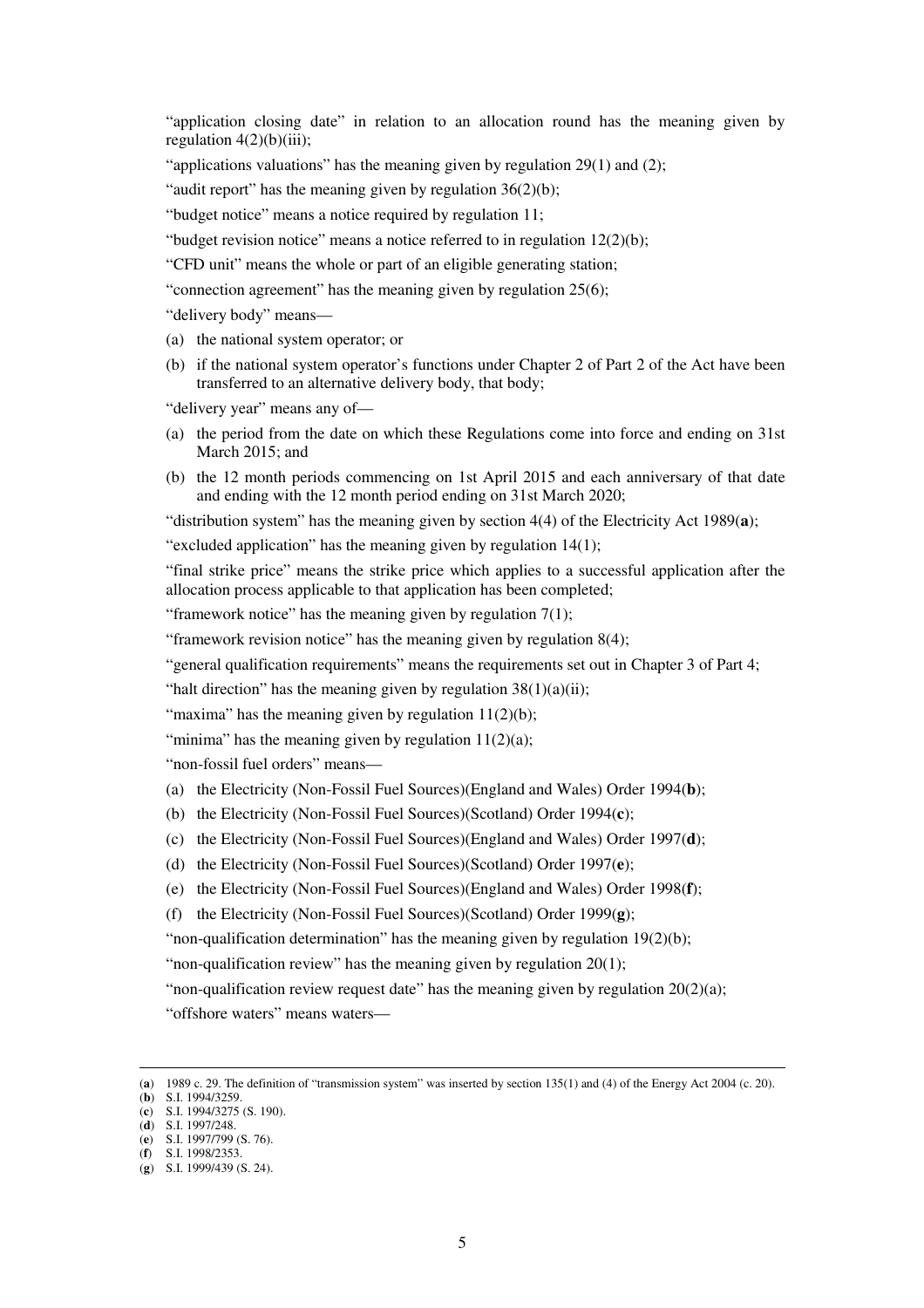"application closing date" in relation to an allocation round has the meaning given by regulation 4(2)(b)(iii);

"applications valuations" has the meaning given by regulation 29(1) and (2);

"audit report" has the meaning given by regulation 36(2)(b);

"budget notice" means a notice required by regulation 11;

"budget revision notice" means a notice referred to in regulation 12(2)(b);

"CFD unit" means the whole or part of an eligible generating station;

"connection agreement" has the meaning given by regulation 25(6);

"delivery body" means—

(a) the national system operator; or

(b) if the national system operator's functions under Chapter 2 of Part 2 of the Act have been transferred to an alternative delivery body, that body;

"delivery year" means any of—

(a) the period from the date on which these Regulations come into force and ending on 31st March 2015; and

(b) the 12 month periods commencing on 1st April 2015 and each anniversary of that date and ending with the 12 month period ending on 31st March 2020;

"distribution system" has the meaning given by section 4(4) of the Electricity Act 1989(**a**);

"excluded application" has the meaning given by regulation 14(1);

"final strike price" means the strike price which applies to a successful application after the allocation process applicable to that application has been completed;

"framework notice" has the meaning given by regulation 7(1);

"framework revision notice" has the meaning given by regulation 8(4);

"general qualification requirements" means the requirements set out in Chapter 3 of Part 4;

"halt direction" has the meaning given by regulation 38(1)(a)(ii);

"maxima" has the meaning given by regulation 11(2)(b);

"minima" has the meaning given by regulation 11(2)(a);

"non-fossil fuel orders" means—

(a) the Electricity (Non-Fossil Fuel Sources)(England and Wales) Order 1994(**b**);

(b) the Electricity (Non-Fossil Fuel Sources)(Scotland) Order 1994(**c**);

(c) the Electricity (Non-Fossil Fuel Sources)(England and Wales) Order 1997(**d**);

(d) the Electricity (Non-Fossil Fuel Sources)(Scotland) Order 1997(**e**);

(e) the Electricity (Non-Fossil Fuel Sources)(England and Wales) Order 1998(**f**);

(f) the Electricity (Non-Fossil Fuel Sources)(Scotland) Order 1999(**g**);

"non-qualification determination" has the meaning given by regulation 19(2)(b);

"non-qualification review" has the meaning given by regulation 20(1);

"non-qualification review request date" has the meaning given by regulation 20(2)(a);

"offshore waters" means waters—

---

(**a**) 1989 c. 29. The definition of "transmission system" was inserted by section 135(1) and (4) of the Energy Act 2004 (c. 20).
(**b**) S.I. 1994/3259.
(**c**) S.I. 1994/3275 (S. 190).
(**d**) S.I. 1997/248.
(**e**) S.I. 1997/799 (S. 76).
(**f**) S.I. 1998/2353.
(**g**) S.I. 1999/439 (S. 24).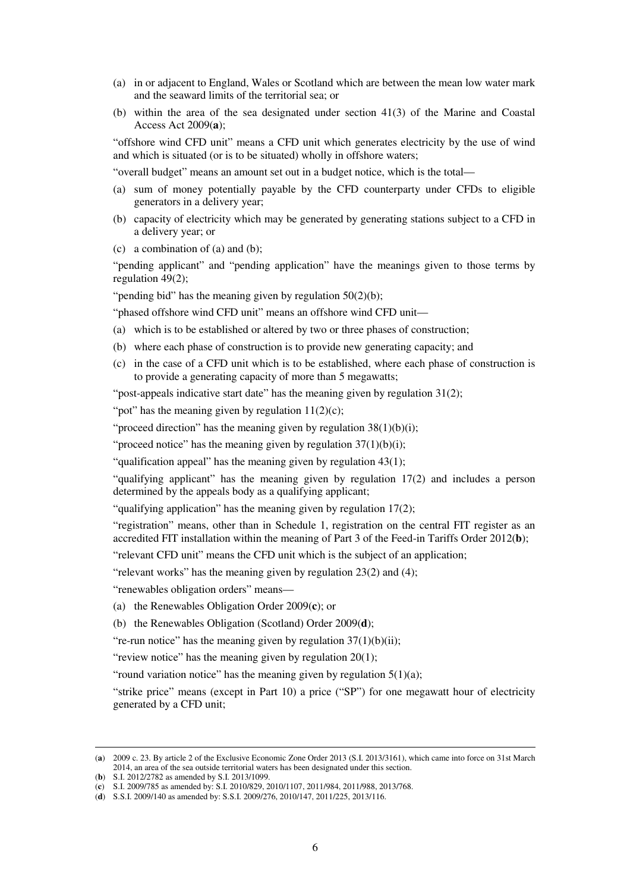(a) in or adjacent to England, Wales or Scotland which are between the mean low water mark and the seaward limits of the territorial sea; or

(b) within the area of the sea designated under section 41(3) of the Marine and Coastal Access Act 2009(**a**);

"offshore wind CFD unit" means a CFD unit which generates electricity by the use of wind and which is situated (or is to be situated) wholly in offshore waters;

"overall budget" means an amount set out in a budget notice, which is the total—

(a) sum of money potentially payable by the CFD counterparty under CFDs to eligible generators in a delivery year;

(b) capacity of electricity which may be generated by generating stations subject to a CFD in a delivery year; or

(c) a combination of (a) and (b);

"pending applicant" and "pending application" have the meanings given to those terms by regulation 49(2);

"pending bid" has the meaning given by regulation 50(2)(b);

"phased offshore wind CFD unit" means an offshore wind CFD unit—

(a) which is to be established or altered by two or three phases of construction;

(b) where each phase of construction is to provide new generating capacity; and

(c) in the case of a CFD unit which is to be established, where each phase of construction is to provide a generating capacity of more than 5 megawatts;

"post-appeals indicative start date" has the meaning given by regulation 31(2);

"pot" has the meaning given by regulation 11(2)(c);

"proceed direction" has the meaning given by regulation 38(1)(b)(i);

"proceed notice" has the meaning given by regulation 37(1)(b)(i);

"qualification appeal" has the meaning given by regulation 43(1);

"qualifying applicant" has the meaning given by regulation 17(2) and includes a person determined by the appeals body as a qualifying applicant;

"qualifying application" has the meaning given by regulation 17(2);

"registration" means, other than in Schedule 1, registration on the central FIT register as an accredited FIT installation within the meaning of Part 3 of the Feed-in Tariffs Order 2012(**b**);

"relevant CFD unit" means the CFD unit which is the subject of an application;

"relevant works" has the meaning given by regulation 23(2) and (4);

"renewables obligation orders" means—

(a) the Renewables Obligation Order 2009(**c**); or

(b) the Renewables Obligation (Scotland) Order 2009(**d**);

"re-run notice" has the meaning given by regulation 37(1)(b)(ii);

"review notice" has the meaning given by regulation 20(1);

"round variation notice" has the meaning given by regulation 5(1)(a);

"strike price" means (except in Part 10) a price ("SP") for one megawatt hour of electricity generated by a CFD unit;

---

(**a**) 2009 c. 23. By article 2 of the Exclusive Economic Zone Order 2013 (S.I. 2013/3161), which came into force on 31st March 2014, an area of the sea outside territorial waters has been designated under this section.

(**b**) S.I. 2012/2782 as amended by S.I. 2013/1099.

(**c**) S.I. 2009/785 as amended by: S.I. 2010/829, 2010/1107, 2011/984, 2011/988, 2013/768.

(**d**) S.S.I. 2009/140 as amended by: S.S.I. 2009/276, 2010/147, 2011/225, 2013/116.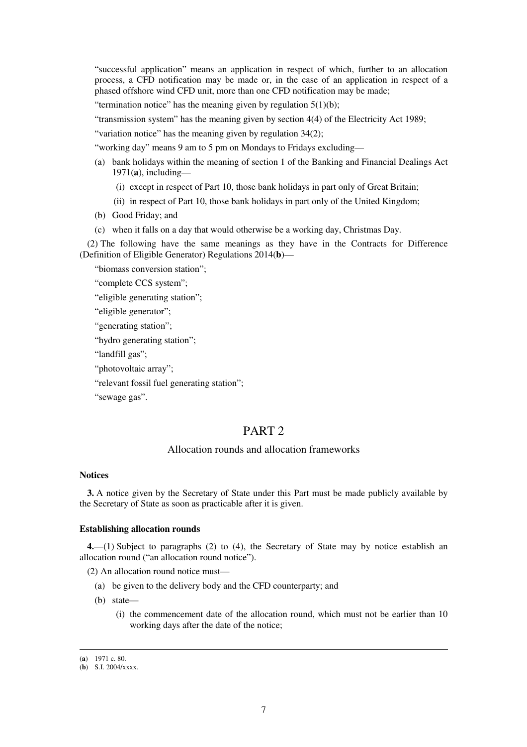"successful application" means an application in respect of which, further to an allocation process, a CFD notification may be made or, in the case of an application in respect of a phased offshore wind CFD unit, more than one CFD notification may be made;

"termination notice" has the meaning given by regulation 5(1)(b);

"transmission system" has the meaning given by section 4(4) of the Electricity Act 1989;

"variation notice" has the meaning given by regulation 34(2);

"working day" means 9 am to 5 pm on Mondays to Fridays excluding—

(a) bank holidays within the meaning of section 1 of the Banking and Financial Dealings Act 1971(**a**), including—

(i) except in respect of Part 10, those bank holidays in part only of Great Britain;

(ii) in respect of Part 10, those bank holidays in part only of the United Kingdom;

(b) Good Friday; and

(c) when it falls on a day that would otherwise be a working day, Christmas Day.

(2) The following have the same meanings as they have in the Contracts for Difference (Definition of Eligible Generator) Regulations 2014(**b**)—

"biomass conversion station";

"complete CCS system";

"eligible generating station";

"eligible generator";

"generating station";

"hydro generating station";

"landfill gas";

"photovoltaic array";

"relevant fossil fuel generating station";

"sewage gas".

# PART 2

## Allocation rounds and allocation frameworks

**Notices**

**3.** A notice given by the Secretary of State under this Part must be made publicly available by the Secretary of State as soon as practicable after it is given.

**Establishing allocation rounds**

**4.**—(1) Subject to paragraphs (2) to (4), the Secretary of State may by notice establish an allocation round ("an allocation round notice").

(2) An allocation round notice must—

(a) be given to the delivery body and the CFD counterparty; and

(b) state—

(i) the commencement date of the allocation round, which must not be earlier than 10 working days after the date of the notice;

---

(**a**) 1971 c. 80.

(**b**) S.I. 2004/xxxx.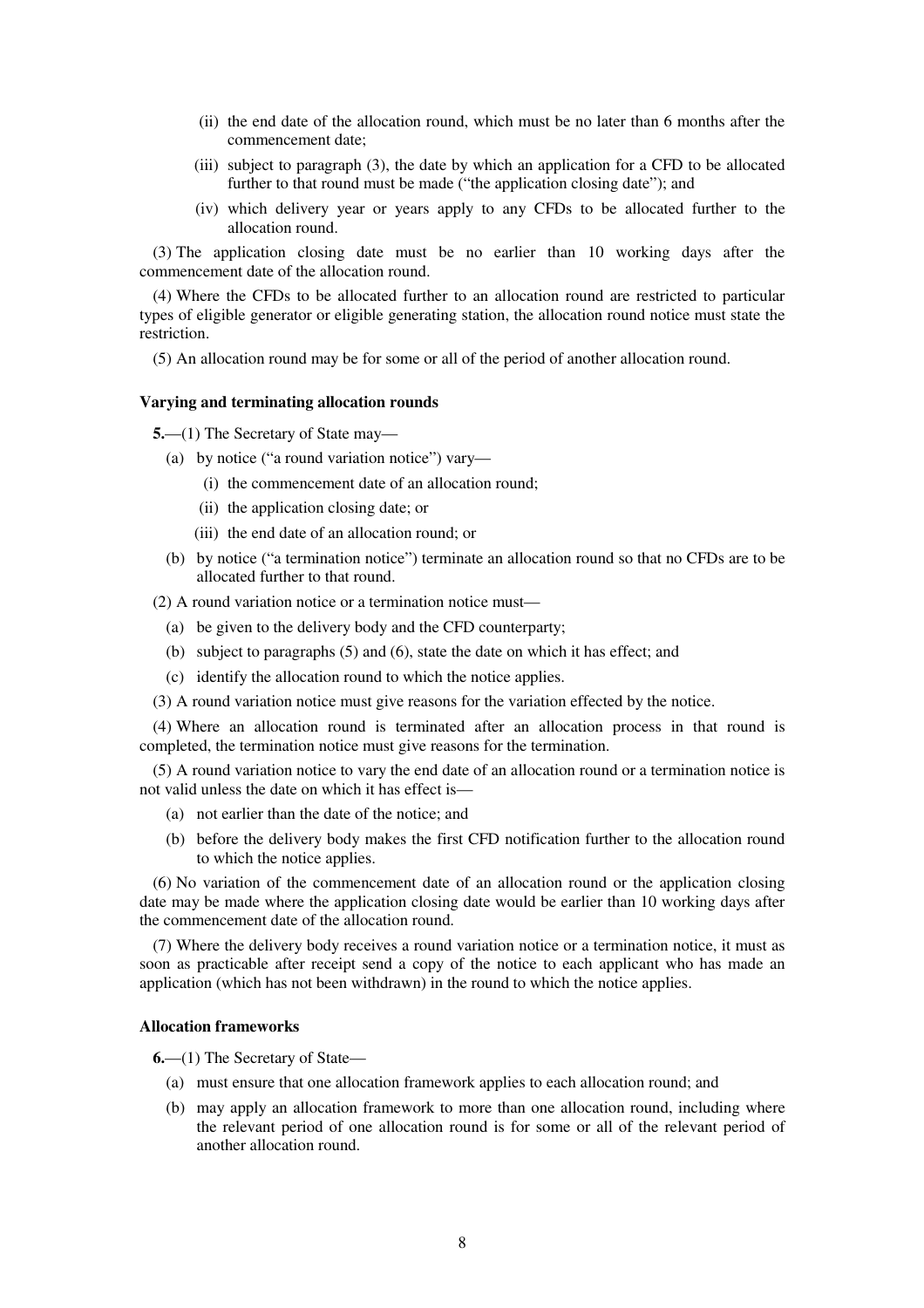(ii) the end date of the allocation round, which must be no later than 6 months after the commencement date;

(iii) subject to paragraph (3), the date by which an application for a CFD to be allocated further to that round must be made ("the application closing date"); and

(iv) which delivery year or years apply to any CFDs to be allocated further to the allocation round.

(3) The application closing date must be no earlier than 10 working days after the commencement date of the allocation round.

(4) Where the CFDs to be allocated further to an allocation round are restricted to particular types of eligible generator or eligible generating station, the allocation round notice must state the restriction.

(5) An allocation round may be for some or all of the period of another allocation round.

**Varying and terminating allocation rounds**

**5.**—(1) The Secretary of State may—

(a) by notice ("a round variation notice") vary—

(i) the commencement date of an allocation round;

(ii) the application closing date; or

(iii) the end date of an allocation round; or

(b) by notice ("a termination notice") terminate an allocation round so that no CFDs are to be allocated further to that round.

(2) A round variation notice or a termination notice must—

(a) be given to the delivery body and the CFD counterparty;

(b) subject to paragraphs (5) and (6), state the date on which it has effect; and

(c) identify the allocation round to which the notice applies.

(3) A round variation notice must give reasons for the variation effected by the notice.

(4) Where an allocation round is terminated after an allocation process in that round is completed, the termination notice must give reasons for the termination.

(5) A round variation notice to vary the end date of an allocation round or a termination notice is not valid unless the date on which it has effect is—

(a) not earlier than the date of the notice; and

(b) before the delivery body makes the first CFD notification further to the allocation round to which the notice applies.

(6) No variation of the commencement date of an allocation round or the application closing date may be made where the application closing date would be earlier than 10 working days after the commencement date of the allocation round.

(7) Where the delivery body receives a round variation notice or a termination notice, it must as soon as practicable after receipt send a copy of the notice to each applicant who has made an application (which has not been withdrawn) in the round to which the notice applies.

**Allocation frameworks**

**6.**—(1) The Secretary of State—

(a) must ensure that one allocation framework applies to each allocation round; and

(b) may apply an allocation framework to more than one allocation round, including where the relevant period of one allocation round is for some or all of the relevant period of another allocation round.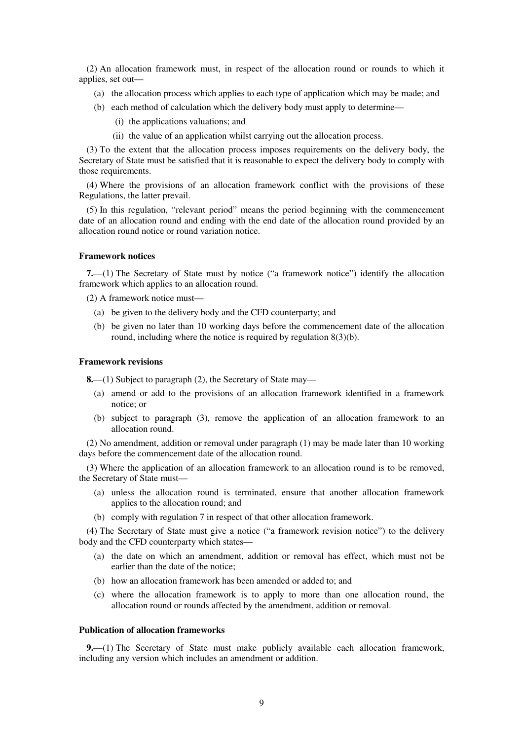(2) An allocation framework must, in respect of the allocation round or rounds to which it applies, set out—

- (a) the allocation process which applies to each type of application which may be made; and
- (b) each method of calculation which the delivery body must apply to determine—
  - (i) the applications valuations; and
  - (ii) the value of an application whilst carrying out the allocation process.

(3) To the extent that the allocation process imposes requirements on the delivery body, the Secretary of State must be satisfied that it is reasonable to expect the delivery body to comply with those requirements.

(4) Where the provisions of an allocation framework conflict with the provisions of these Regulations, the latter prevail.

(5) In this regulation, "relevant period" means the period beginning with the commencement date of an allocation round and ending with the end date of the allocation round provided by an allocation round notice or round variation notice.

**Framework notices**

**7.**—(1) The Secretary of State must by notice ("a framework notice") identify the allocation framework which applies to an allocation round.

(2) A framework notice must—

- (a) be given to the delivery body and the CFD counterparty; and
- (b) be given no later than 10 working days before the commencement date of the allocation round, including where the notice is required by regulation 8(3)(b).

**Framework revisions**

**8.**—(1) Subject to paragraph (2), the Secretary of State may—

- (a) amend or add to the provisions of an allocation framework identified in a framework notice; or
- (b) subject to paragraph (3), remove the application of an allocation framework to an allocation round.

(2) No amendment, addition or removal under paragraph (1) may be made later than 10 working days before the commencement date of the allocation round.

(3) Where the application of an allocation framework to an allocation round is to be removed, the Secretary of State must—

- (a) unless the allocation round is terminated, ensure that another allocation framework applies to the allocation round; and
- (b) comply with regulation 7 in respect of that other allocation framework.

(4) The Secretary of State must give a notice ("a framework revision notice") to the delivery body and the CFD counterparty which states—

- (a) the date on which an amendment, addition or removal has effect, which must not be earlier than the date of the notice;
- (b) how an allocation framework has been amended or added to; and
- (c) where the allocation framework is to apply to more than one allocation round, the allocation round or rounds affected by the amendment, addition or removal.

**Publication of allocation frameworks**

**9.**—(1) The Secretary of State must make publicly available each allocation framework, including any version which includes an amendment or addition.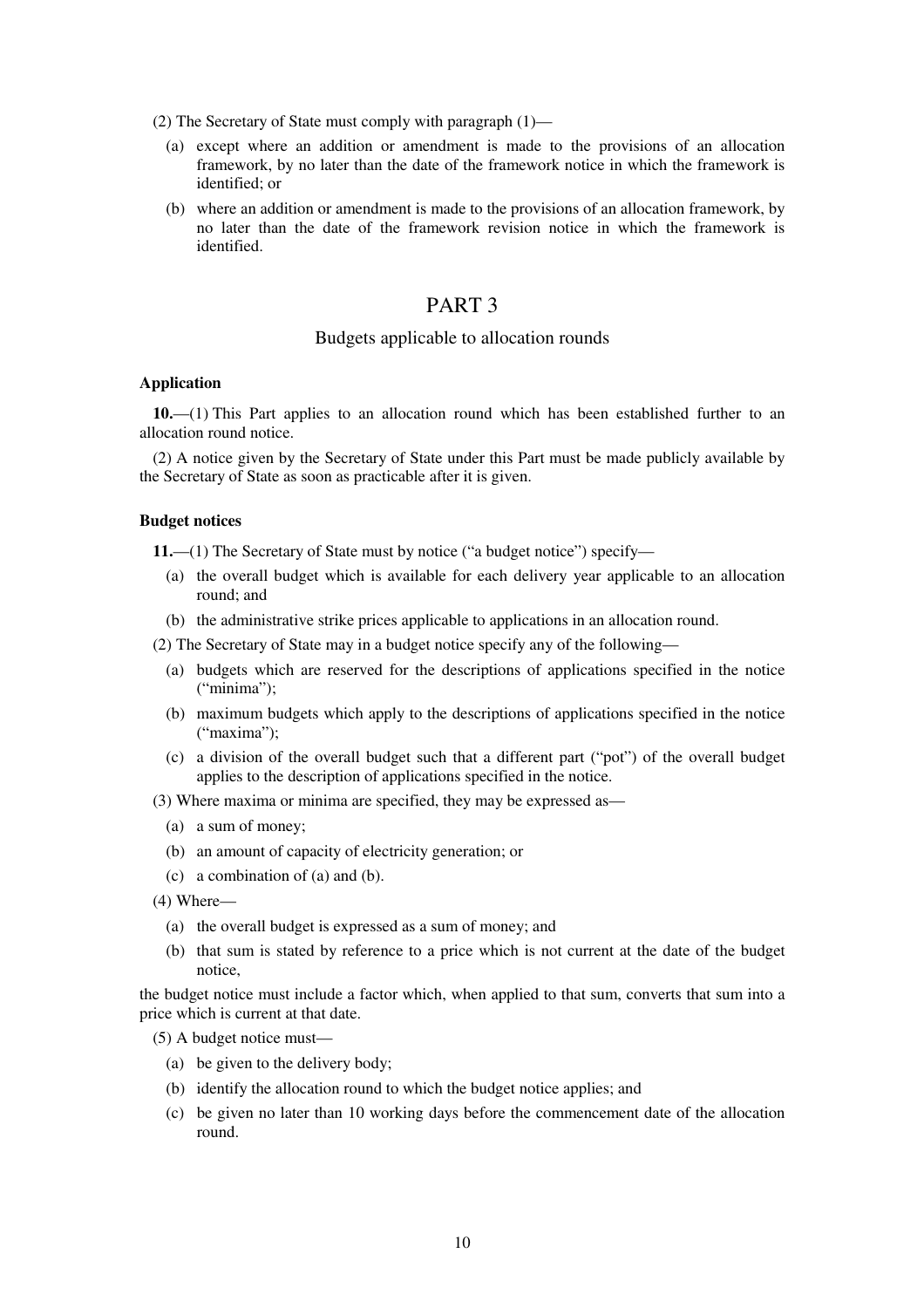(2) The Secretary of State must comply with paragraph (1)—

(a) except where an addition or amendment is made to the provisions of an allocation framework, by no later than the date of the framework notice in which the framework is identified; or

(b) where an addition or amendment is made to the provisions of an allocation framework, by no later than the date of the framework revision notice in which the framework is identified.

# PART 3

## Budgets applicable to allocation rounds

**Application**

**10.**—(1) This Part applies to an allocation round which has been established further to an allocation round notice.

(2) A notice given by the Secretary of State under this Part must be made publicly available by the Secretary of State as soon as practicable after it is given.

**Budget notices**

**11.**—(1) The Secretary of State must by notice ("a budget notice") specify—

(a) the overall budget which is available for each delivery year applicable to an allocation round; and

(b) the administrative strike prices applicable to applications in an allocation round.

(2) The Secretary of State may in a budget notice specify any of the following—

(a) budgets which are reserved for the descriptions of applications specified in the notice ("minima");

(b) maximum budgets which apply to the descriptions of applications specified in the notice ("maxima");

(c) a division of the overall budget such that a different part ("pot") of the overall budget applies to the description of applications specified in the notice.

(3) Where maxima or minima are specified, they may be expressed as—

(a) a sum of money;

(b) an amount of capacity of electricity generation; or

(c) a combination of (a) and (b).

(4) Where—

(a) the overall budget is expressed as a sum of money; and

(b) that sum is stated by reference to a price which is not current at the date of the budget notice,

the budget notice must include a factor which, when applied to that sum, converts that sum into a price which is current at that date.

(5) A budget notice must—

(a) be given to the delivery body;

(b) identify the allocation round to which the budget notice applies; and

(c) be given no later than 10 working days before the commencement date of the allocation round.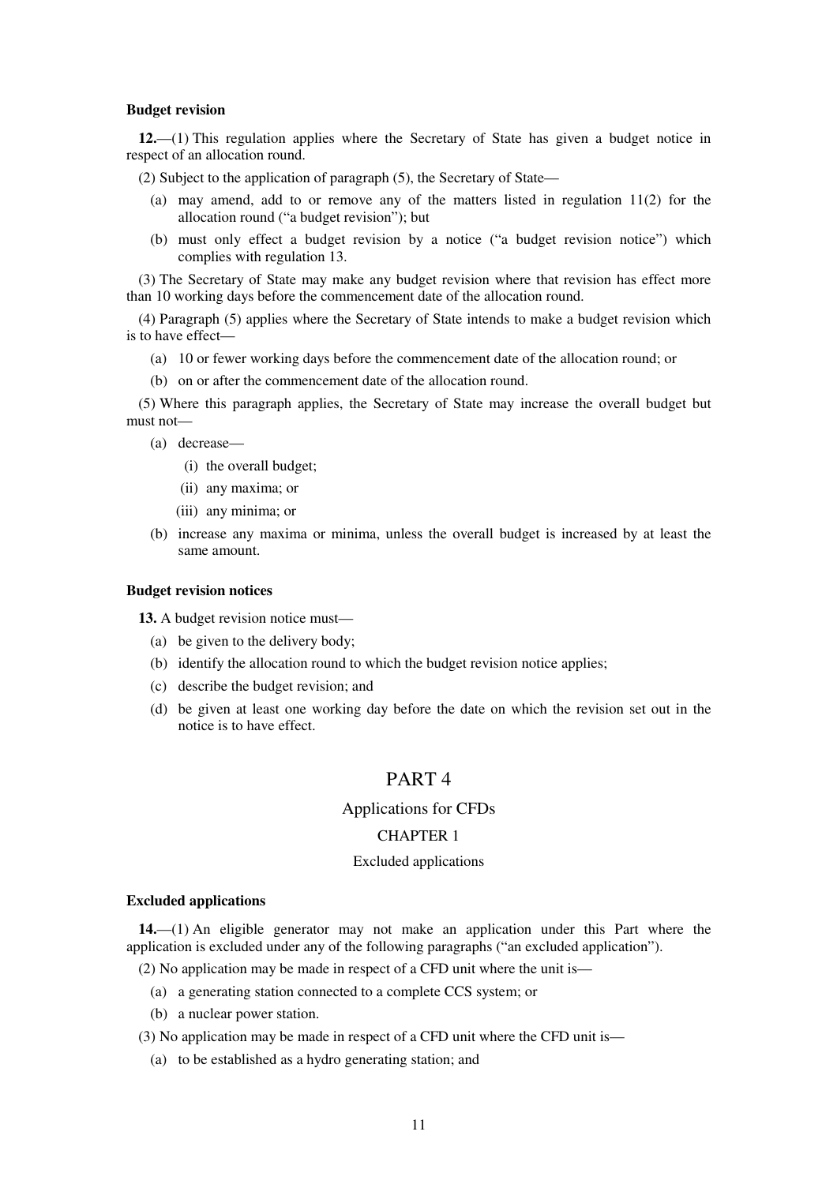**Budget revision**

**12.**—(1) This regulation applies where the Secretary of State has given a budget notice in respect of an allocation round.

(2) Subject to the application of paragraph (5), the Secretary of State—

- (a) may amend, add to or remove any of the matters listed in regulation 11(2) for the allocation round ("a budget revision"); but
- (b) must only effect a budget revision by a notice ("a budget revision notice") which complies with regulation 13.

(3) The Secretary of State may make any budget revision where that revision has effect more than 10 working days before the commencement date of the allocation round.

(4) Paragraph (5) applies where the Secretary of State intends to make a budget revision which is to have effect—

- (a) 10 or fewer working days before the commencement date of the allocation round; or
- (b) on or after the commencement date of the allocation round.

(5) Where this paragraph applies, the Secretary of State may increase the overall budget but must not—

- (a) decrease—
  - (i) the overall budget;
  - (ii) any maxima; or
  - (iii) any minima; or
- (b) increase any maxima or minima, unless the overall budget is increased by at least the same amount.

**Budget revision notices**

**13.** A budget revision notice must—

- (a) be given to the delivery body;
- (b) identify the allocation round to which the budget revision notice applies;
- (c) describe the budget revision; and
- (d) be given at least one working day before the date on which the revision set out in the notice is to have effect.

# PART 4

## Applications for CFDs

### CHAPTER 1

### Excluded applications

**Excluded applications**

**14.**—(1) An eligible generator may not make an application under this Part where the application is excluded under any of the following paragraphs ("an excluded application").

(2) No application may be made in respect of a CFD unit where the unit is—

- (a) a generating station connected to a complete CCS system; or
- (b) a nuclear power station.

(3) No application may be made in respect of a CFD unit where the CFD unit is—

- (a) to be established as a hydro generating station; and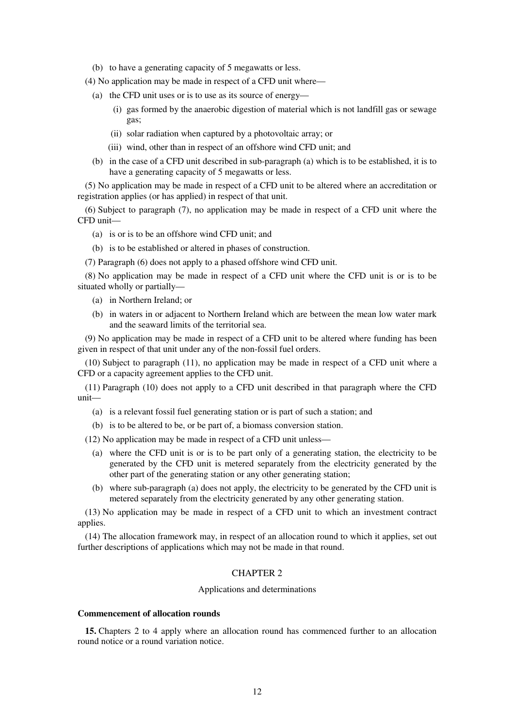(b) to have a generating capacity of 5 megawatts or less.

(4) No application may be made in respect of a CFD unit where—

(a) the CFD unit uses or is to use as its source of energy—

(i) gas formed by the anaerobic digestion of material which is not landfill gas or sewage gas;

(ii) solar radiation when captured by a photovoltaic array; or

(iii) wind, other than in respect of an offshore wind CFD unit; and

(b) in the case of a CFD unit described in sub-paragraph (a) which is to be established, it is to have a generating capacity of 5 megawatts or less.

(5) No application may be made in respect of a CFD unit to be altered where an accreditation or registration applies (or has applied) in respect of that unit.

(6) Subject to paragraph (7), no application may be made in respect of a CFD unit where the CFD unit—

(a) is or is to be an offshore wind CFD unit; and

(b) is to be established or altered in phases of construction.

(7) Paragraph (6) does not apply to a phased offshore wind CFD unit.

(8) No application may be made in respect of a CFD unit where the CFD unit is or is to be situated wholly or partially—

(a) in Northern Ireland; or

(b) in waters in or adjacent to Northern Ireland which are between the mean low water mark and the seaward limits of the territorial sea.

(9) No application may be made in respect of a CFD unit to be altered where funding has been given in respect of that unit under any of the non-fossil fuel orders.

(10) Subject to paragraph (11), no application may be made in respect of a CFD unit where a CFD or a capacity agreement applies to the CFD unit.

(11) Paragraph (10) does not apply to a CFD unit described in that paragraph where the CFD unit—

(a) is a relevant fossil fuel generating station or is part of such a station; and

(b) is to be altered to be, or be part of, a biomass conversion station.

(12) No application may be made in respect of a CFD unit unless—

(a) where the CFD unit is or is to be part only of a generating station, the electricity to be generated by the CFD unit is metered separately from the electricity generated by the other part of the generating station or any other generating station;

(b) where sub-paragraph (a) does not apply, the electricity to be generated by the CFD unit is metered separately from the electricity generated by any other generating station.

(13) No application may be made in respect of a CFD unit to which an investment contract applies.

(14) The allocation framework may, in respect of an allocation round to which it applies, set out further descriptions of applications which may not be made in that round.

## CHAPTER 2

### Applications and determinations

**Commencement of allocation rounds**

**15.** Chapters 2 to 4 apply where an allocation round has commenced further to an allocation round notice or a round variation notice.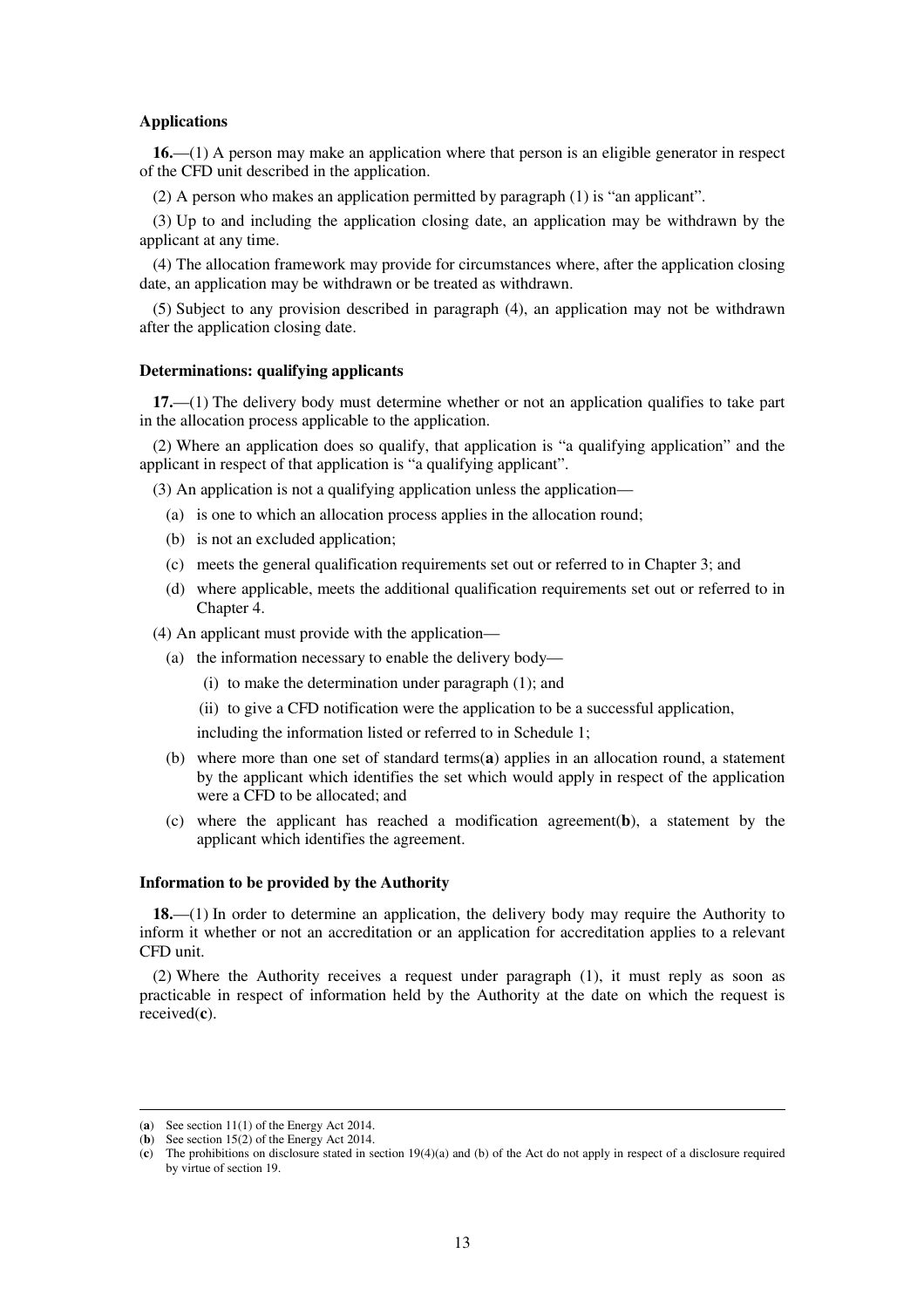**Applications**

**16.**—(1) A person may make an application where that person is an eligible generator in respect of the CFD unit described in the application.

(2) A person who makes an application permitted by paragraph (1) is "an applicant".

(3) Up to and including the application closing date, an application may be withdrawn by the applicant at any time.

(4) The allocation framework may provide for circumstances where, after the application closing date, an application may be withdrawn or be treated as withdrawn.

(5) Subject to any provision described in paragraph (4), an application may not be withdrawn after the application closing date.

**Determinations: qualifying applicants**

**17.**—(1) The delivery body must determine whether or not an application qualifies to take part in the allocation process applicable to the application.

(2) Where an application does so qualify, that application is "a qualifying application" and the applicant in respect of that application is "a qualifying applicant".

(3) An application is not a qualifying application unless the application—

(a) is one to which an allocation process applies in the allocation round;

(b) is not an excluded application;

(c) meets the general qualification requirements set out or referred to in Chapter 3; and

(d) where applicable, meets the additional qualification requirements set out or referred to in Chapter 4.

(4) An applicant must provide with the application—

(a) the information necessary to enable the delivery body—

(i) to make the determination under paragraph (1); and

(ii) to give a CFD notification were the application to be a successful application,

including the information listed or referred to in Schedule 1;

(b) where more than one set of standard terms(**a**) applies in an allocation round, a statement by the applicant which identifies the set which would apply in respect of the application were a CFD to be allocated; and

(c) where the applicant has reached a modification agreement(**b**), a statement by the applicant which identifies the agreement.

**Information to be provided by the Authority**

**18.**—(1) In order to determine an application, the delivery body may require the Authority to inform it whether or not an accreditation or an application for accreditation applies to a relevant CFD unit.

(2) Where the Authority receives a request under paragraph (1), it must reply as soon as practicable in respect of information held by the Authority at the date on which the request is received(**c**).

---

(**a**) See section 11(1) of the Energy Act 2014.

(**b**) See section 15(2) of the Energy Act 2014.

(**c**) The prohibitions on disclosure stated in section 19(4)(a) and (b) of the Act do not apply in respect of a disclosure required by virtue of section 19.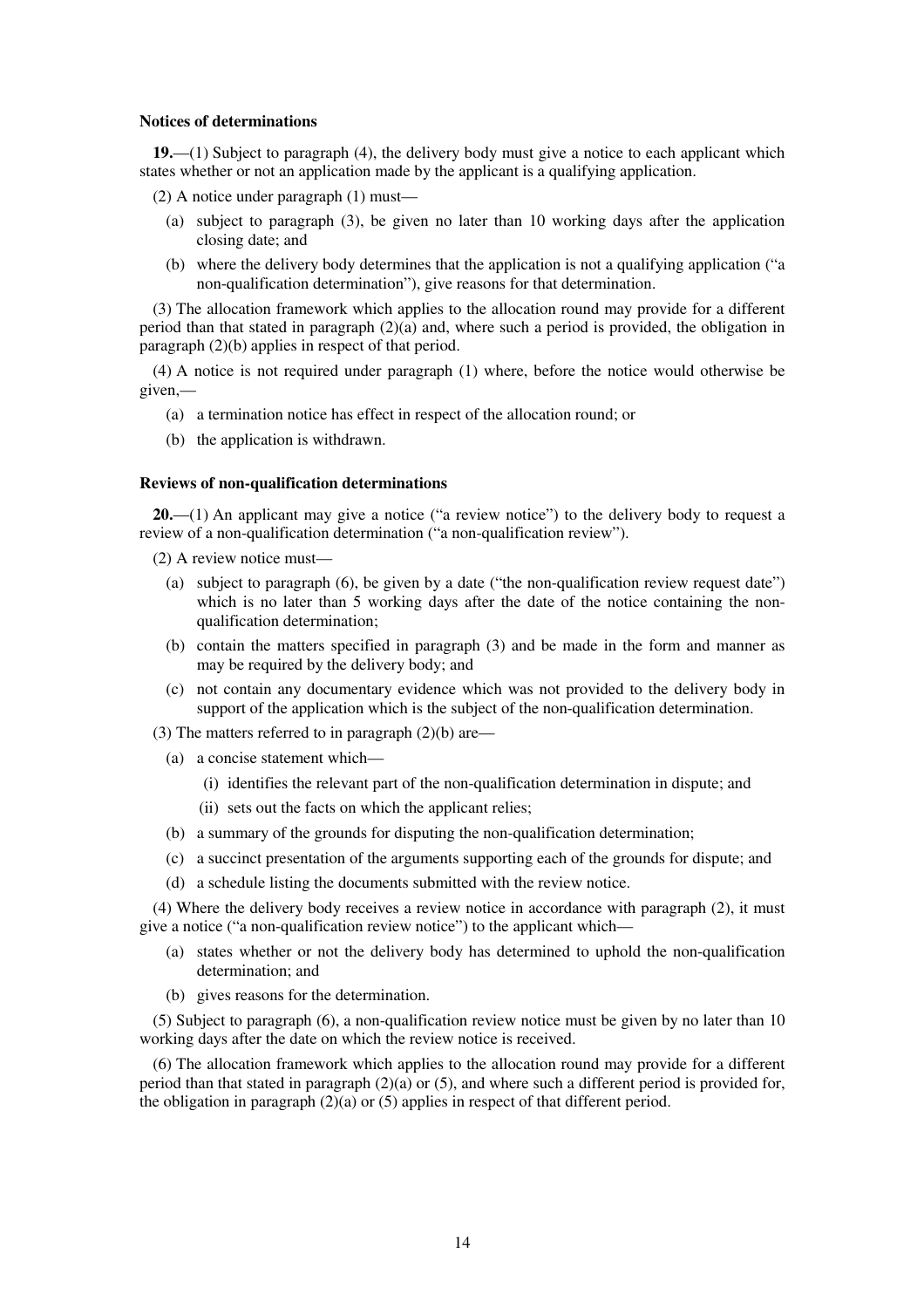### Notices of determinations

**19.**—(1) Subject to paragraph (4), the delivery body must give a notice to each applicant which states whether or not an application made by the applicant is a qualifying application.

(2) A notice under paragraph (1) must—

- (a) subject to paragraph (3), be given no later than 10 working days after the application closing date; and
- (b) where the delivery body determines that the application is not a qualifying application ("a non-qualification determination"), give reasons for that determination.

(3) The allocation framework which applies to the allocation round may provide for a different period than that stated in paragraph (2)(a) and, where such a period is provided, the obligation in paragraph (2)(b) applies in respect of that period.

(4) A notice is not required under paragraph (1) where, before the notice would otherwise be given,—

- (a) a termination notice has effect in respect of the allocation round; or
- (b) the application is withdrawn.

### Reviews of non-qualification determinations

**20.**—(1) An applicant may give a notice ("a review notice") to the delivery body to request a review of a non-qualification determination ("a non-qualification review").

(2) A review notice must—

- (a) subject to paragraph (6), be given by a date ("the non-qualification review request date") which is no later than 5 working days after the date of the notice containing the non-qualification determination;
- (b) contain the matters specified in paragraph (3) and be made in the form and manner as may be required by the delivery body; and
- (c) not contain any documentary evidence which was not provided to the delivery body in support of the application which is the subject of the non-qualification determination.

(3) The matters referred to in paragraph (2)(b) are—

- (a) a concise statement which—
  - (i) identifies the relevant part of the non-qualification determination in dispute; and
  - (ii) sets out the facts on which the applicant relies;
- (b) a summary of the grounds for disputing the non-qualification determination;
- (c) a succinct presentation of the arguments supporting each of the grounds for dispute; and
- (d) a schedule listing the documents submitted with the review notice.

(4) Where the delivery body receives a review notice in accordance with paragraph (2), it must give a notice ("a non-qualification review notice") to the applicant which—

- (a) states whether or not the delivery body has determined to uphold the non-qualification determination; and
- (b) gives reasons for the determination.

(5) Subject to paragraph (6), a non-qualification review notice must be given by no later than 10 working days after the date on which the review notice is received.

(6) The allocation framework which applies to the allocation round may provide for a different period than that stated in paragraph (2)(a) or (5), and where such a different period is provided for, the obligation in paragraph (2)(a) or (5) applies in respect of that different period.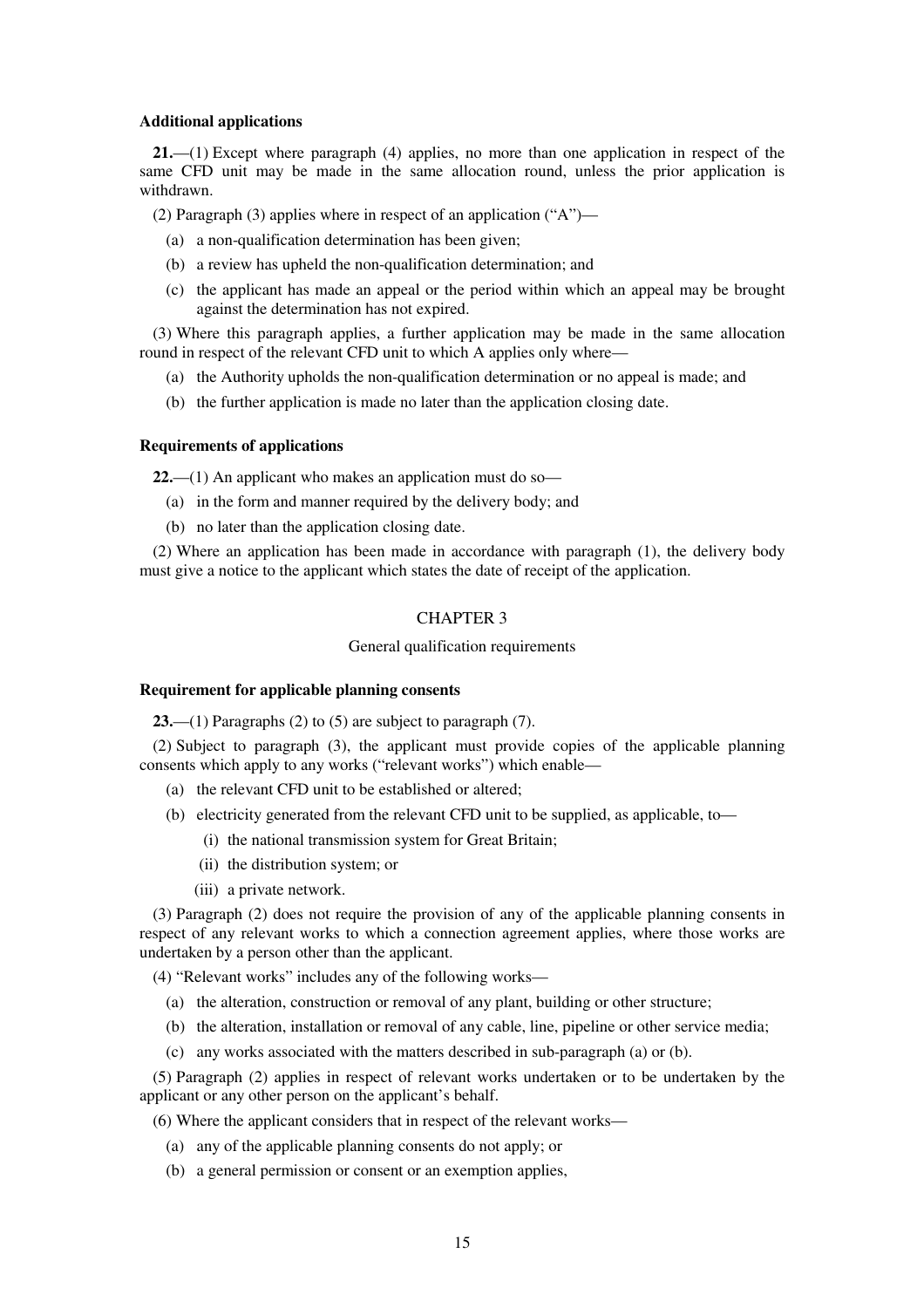**Additional applications**

**21.**—(1) Except where paragraph (4) applies, no more than one application in respect of the same CFD unit may be made in the same allocation round, unless the prior application is withdrawn.

(2) Paragraph (3) applies where in respect of an application ("A")—

(a) a non-qualification determination has been given;

(b) a review has upheld the non-qualification determination; and

(c) the applicant has made an appeal or the period within which an appeal may be brought against the determination has not expired.

(3) Where this paragraph applies, a further application may be made in the same allocation round in respect of the relevant CFD unit to which A applies only where—

(a) the Authority upholds the non-qualification determination or no appeal is made; and

(b) the further application is made no later than the application closing date.

**Requirements of applications**

**22.**—(1) An applicant who makes an application must do so—

(a) in the form and manner required by the delivery body; and

(b) no later than the application closing date.

(2) Where an application has been made in accordance with paragraph (1), the delivery body must give a notice to the applicant which states the date of receipt of the application.

## CHAPTER 3

General qualification requirements

**Requirement for applicable planning consents**

**23.**—(1) Paragraphs (2) to (5) are subject to paragraph (7).

(2) Subject to paragraph (3), the applicant must provide copies of the applicable planning consents which apply to any works ("relevant works") which enable—

(a) the relevant CFD unit to be established or altered;

(b) electricity generated from the relevant CFD unit to be supplied, as applicable, to—

(i) the national transmission system for Great Britain;

(ii) the distribution system; or

(iii) a private network.

(3) Paragraph (2) does not require the provision of any of the applicable planning consents in respect of any relevant works to which a connection agreement applies, where those works are undertaken by a person other than the applicant.

(4) "Relevant works" includes any of the following works—

(a) the alteration, construction or removal of any plant, building or other structure;

(b) the alteration, installation or removal of any cable, line, pipeline or other service media;

(c) any works associated with the matters described in sub-paragraph (a) or (b).

(5) Paragraph (2) applies in respect of relevant works undertaken or to be undertaken by the applicant or any other person on the applicant's behalf.

(6) Where the applicant considers that in respect of the relevant works—

(a) any of the applicable planning consents do not apply; or

(b) a general permission or consent or an exemption applies,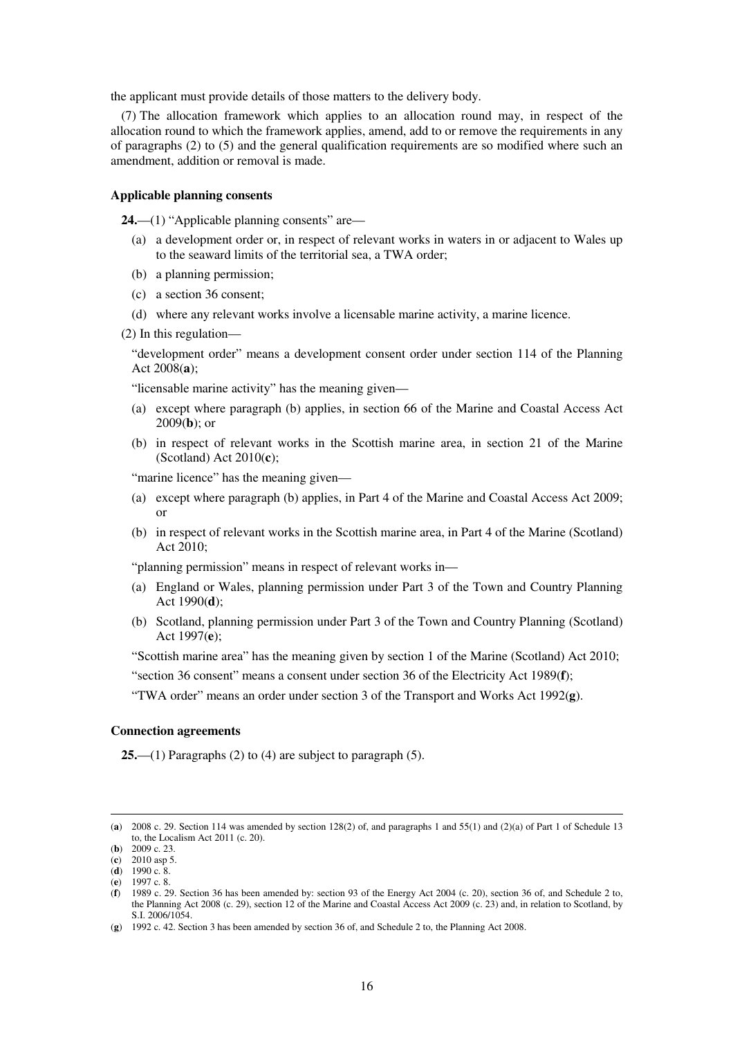the applicant must provide details of those matters to the delivery body.

(7) The allocation framework which applies to an allocation round may, in respect of the allocation round to which the framework applies, amend, add to or remove the requirements in any of paragraphs (2) to (5) and the general qualification requirements are so modified where such an amendment, addition or removal is made.

**Applicable planning consents**

**24.**—(1) "Applicable planning consents" are—

(a) a development order or, in respect of relevant works in waters in or adjacent to Wales up to the seaward limits of the territorial sea, a TWA order;

(b) a planning permission;

(c) a section 36 consent;

(d) where any relevant works involve a licensable marine activity, a marine licence.

(2) In this regulation—

"development order" means a development consent order under section 114 of the Planning Act 2008(**a**);

"licensable marine activity" has the meaning given—

(a) except where paragraph (b) applies, in section 66 of the Marine and Coastal Access Act 2009(**b**); or

(b) in respect of relevant works in the Scottish marine area, in section 21 of the Marine (Scotland) Act 2010(**c**);

"marine licence" has the meaning given—

(a) except where paragraph (b) applies, in Part 4 of the Marine and Coastal Access Act 2009; or

(b) in respect of relevant works in the Scottish marine area, in Part 4 of the Marine (Scotland) Act 2010;

"planning permission" means in respect of relevant works in—

(a) England or Wales, planning permission under Part 3 of the Town and Country Planning Act 1990(**d**);

(b) Scotland, planning permission under Part 3 of the Town and Country Planning (Scotland) Act 1997(**e**);

"Scottish marine area" has the meaning given by section 1 of the Marine (Scotland) Act 2010;

"section 36 consent" means a consent under section 36 of the Electricity Act 1989(**f**);

"TWA order" means an order under section 3 of the Transport and Works Act 1992(**g**).

**Connection agreements**

**25.**—(1) Paragraphs (2) to (4) are subject to paragraph (5).

---

(**a**) 2008 c. 29. Section 114 was amended by section 128(2) of, and paragraphs 1 and 55(1) and (2)(a) of Part 1 of Schedule 13 to, the Localism Act 2011 (c. 20).

(**b**) 2009 c. 23.

(**c**) 2010 asp 5.

(**d**) 1990 c. 8.

(**e**) 1997 c. 8.

(**f**) 1989 c. 29. Section 36 has been amended by: section 93 of the Energy Act 2004 (c. 20), section 36 of, and Schedule 2 to, the Planning Act 2008 (c. 29), section 12 of the Marine and Coastal Access Act 2009 (c. 23) and, in relation to Scotland, by S.I. 2006/1054.

(**g**) 1992 c. 42. Section 3 has been amended by section 36 of, and Schedule 2 to, the Planning Act 2008.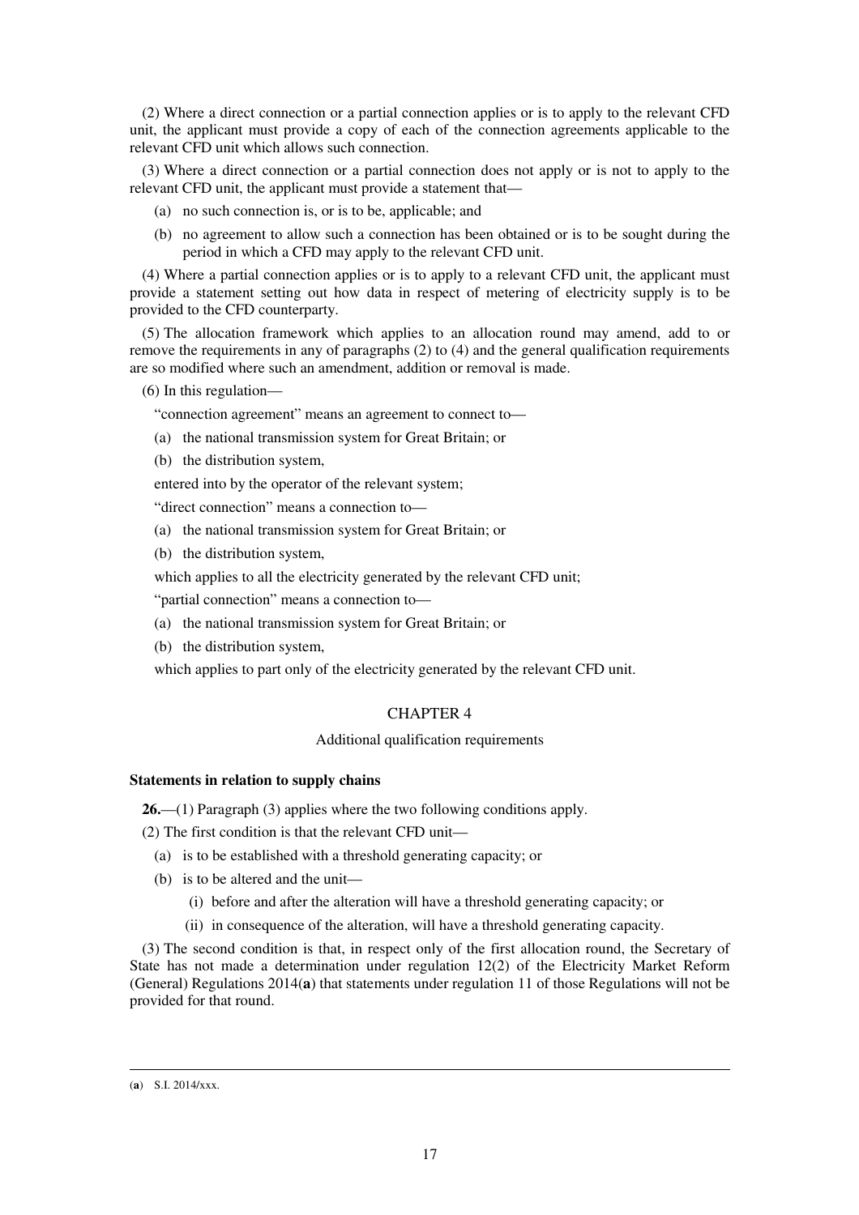(2) Where a direct connection or a partial connection applies or is to apply to the relevant CFD unit, the applicant must provide a copy of each of the connection agreements applicable to the relevant CFD unit which allows such connection.

(3) Where a direct connection or a partial connection does not apply or is not to apply to the relevant CFD unit, the applicant must provide a statement that—

(a) no such connection is, or is to be, applicable; and

(b) no agreement to allow such a connection has been obtained or is to be sought during the period in which a CFD may apply to the relevant CFD unit.

(4) Where a partial connection applies or is to apply to a relevant CFD unit, the applicant must provide a statement setting out how data in respect of metering of electricity supply is to be provided to the CFD counterparty.

(5) The allocation framework which applies to an allocation round may amend, add to or remove the requirements in any of paragraphs (2) to (4) and the general qualification requirements are so modified where such an amendment, addition or removal is made.

(6) In this regulation—

"connection agreement" means an agreement to connect to—

(a) the national transmission system for Great Britain; or

(b) the distribution system,

entered into by the operator of the relevant system;

"direct connection" means a connection to—

(a) the national transmission system for Great Britain; or

(b) the distribution system,

which applies to all the electricity generated by the relevant CFD unit;

"partial connection" means a connection to—

(a) the national transmission system for Great Britain; or

(b) the distribution system,

which applies to part only of the electricity generated by the relevant CFD unit.

## CHAPTER 4

### Additional qualification requirements

**Statements in relation to supply chains**

**26.**—(1) Paragraph (3) applies where the two following conditions apply.

(2) The first condition is that the relevant CFD unit—

(a) is to be established with a threshold generating capacity; or

(b) is to be altered and the unit—

(i) before and after the alteration will have a threshold generating capacity; or

(ii) in consequence of the alteration, will have a threshold generating capacity.

(3) The second condition is that, in respect only of the first allocation round, the Secretary of State has not made a determination under regulation 12(2) of the Electricity Market Reform (General) Regulations 2014(**a**) that statements under regulation 11 of those Regulations will not be provided for that round.

(**a**) S.I. 2014/xxx.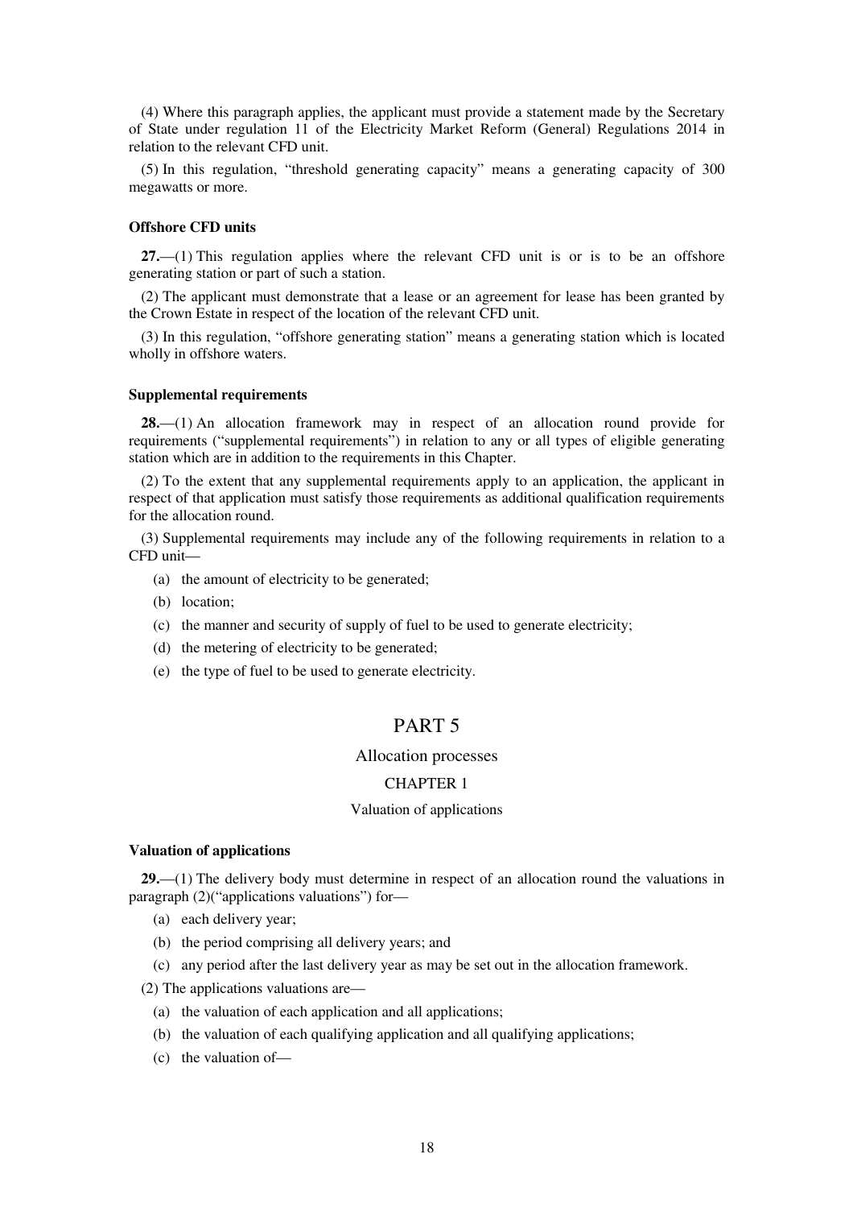(4) Where this paragraph applies, the applicant must provide a statement made by the Secretary of State under regulation 11 of the Electricity Market Reform (General) Regulations 2014 in relation to the relevant CFD unit.

(5) In this regulation, "threshold generating capacity" means a generating capacity of 300 megawatts or more.

**Offshore CFD units**

**27.**—(1) This regulation applies where the relevant CFD unit is or is to be an offshore generating station or part of such a station.

(2) The applicant must demonstrate that a lease or an agreement for lease has been granted by the Crown Estate in respect of the location of the relevant CFD unit.

(3) In this regulation, "offshore generating station" means a generating station which is located wholly in offshore waters.

**Supplemental requirements**

**28.**—(1) An allocation framework may in respect of an allocation round provide for requirements ("supplemental requirements") in relation to any or all types of eligible generating station which are in addition to the requirements in this Chapter.

(2) To the extent that any supplemental requirements apply to an application, the applicant in respect of that application must satisfy those requirements as additional qualification requirements for the allocation round.

(3) Supplemental requirements may include any of the following requirements in relation to a CFD unit—

(a) the amount of electricity to be generated;

(b) location;

(c) the manner and security of supply of fuel to be used to generate electricity;

(d) the metering of electricity to be generated;

(e) the type of fuel to be used to generate electricity.

# PART 5

## Allocation processes

### CHAPTER 1

### Valuation of applications

**Valuation of applications**

**29.**—(1) The delivery body must determine in respect of an allocation round the valuations in paragraph (2)("applications valuations") for—

(a) each delivery year;

(b) the period comprising all delivery years; and

(c) any period after the last delivery year as may be set out in the allocation framework.

(2) The applications valuations are—

(a) the valuation of each application and all applications;

(b) the valuation of each qualifying application and all qualifying applications;

(c) the valuation of—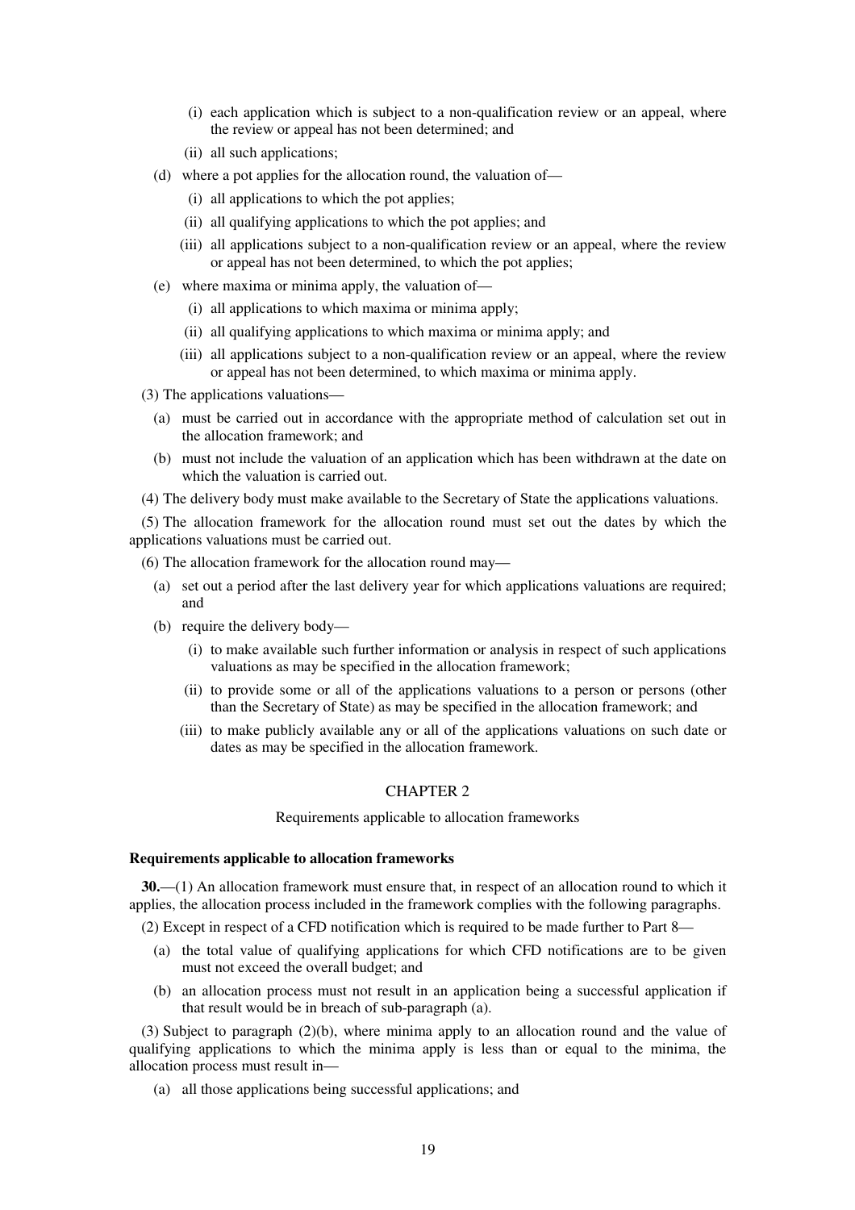(i) each application which is subject to a non-qualification review or an appeal, where the review or appeal has not been determined; and

(ii) all such applications;

(d) where a pot applies for the allocation round, the valuation of—

(i) all applications to which the pot applies;

(ii) all qualifying applications to which the pot applies; and

(iii) all applications subject to a non-qualification review or an appeal, where the review or appeal has not been determined, to which the pot applies;

(e) where maxima or minima apply, the valuation of—

(i) all applications to which maxima or minima apply;

(ii) all qualifying applications to which maxima or minima apply; and

(iii) all applications subject to a non-qualification review or an appeal, where the review or appeal has not been determined, to which maxima or minima apply.

(3) The applications valuations—

(a) must be carried out in accordance with the appropriate method of calculation set out in the allocation framework; and

(b) must not include the valuation of an application which has been withdrawn at the date on which the valuation is carried out.

(4) The delivery body must make available to the Secretary of State the applications valuations.

(5) The allocation framework for the allocation round must set out the dates by which the applications valuations must be carried out.

(6) The allocation framework for the allocation round may—

(a) set out a period after the last delivery year for which applications valuations are required; and

(b) require the delivery body—

(i) to make available such further information or analysis in respect of such applications valuations as may be specified in the allocation framework;

(ii) to provide some or all of the applications valuations to a person or persons (other than the Secretary of State) as may be specified in the allocation framework; and

(iii) to make publicly available any or all of the applications valuations on such date or dates as may be specified in the allocation framework.

## CHAPTER 2

Requirements applicable to allocation frameworks

### Requirements applicable to allocation frameworks

**30.**—(1) An allocation framework must ensure that, in respect of an allocation round to which it applies, the allocation process included in the framework complies with the following paragraphs.

(2) Except in respect of a CFD notification which is required to be made further to Part 8—

(a) the total value of qualifying applications for which CFD notifications are to be given must not exceed the overall budget; and

(b) an allocation process must not result in an application being a successful application if that result would be in breach of sub-paragraph (a).

(3) Subject to paragraph (2)(b), where minima apply to an allocation round and the value of qualifying applications to which the minima apply is less than or equal to the minima, the allocation process must result in—

(a) all those applications being successful applications; and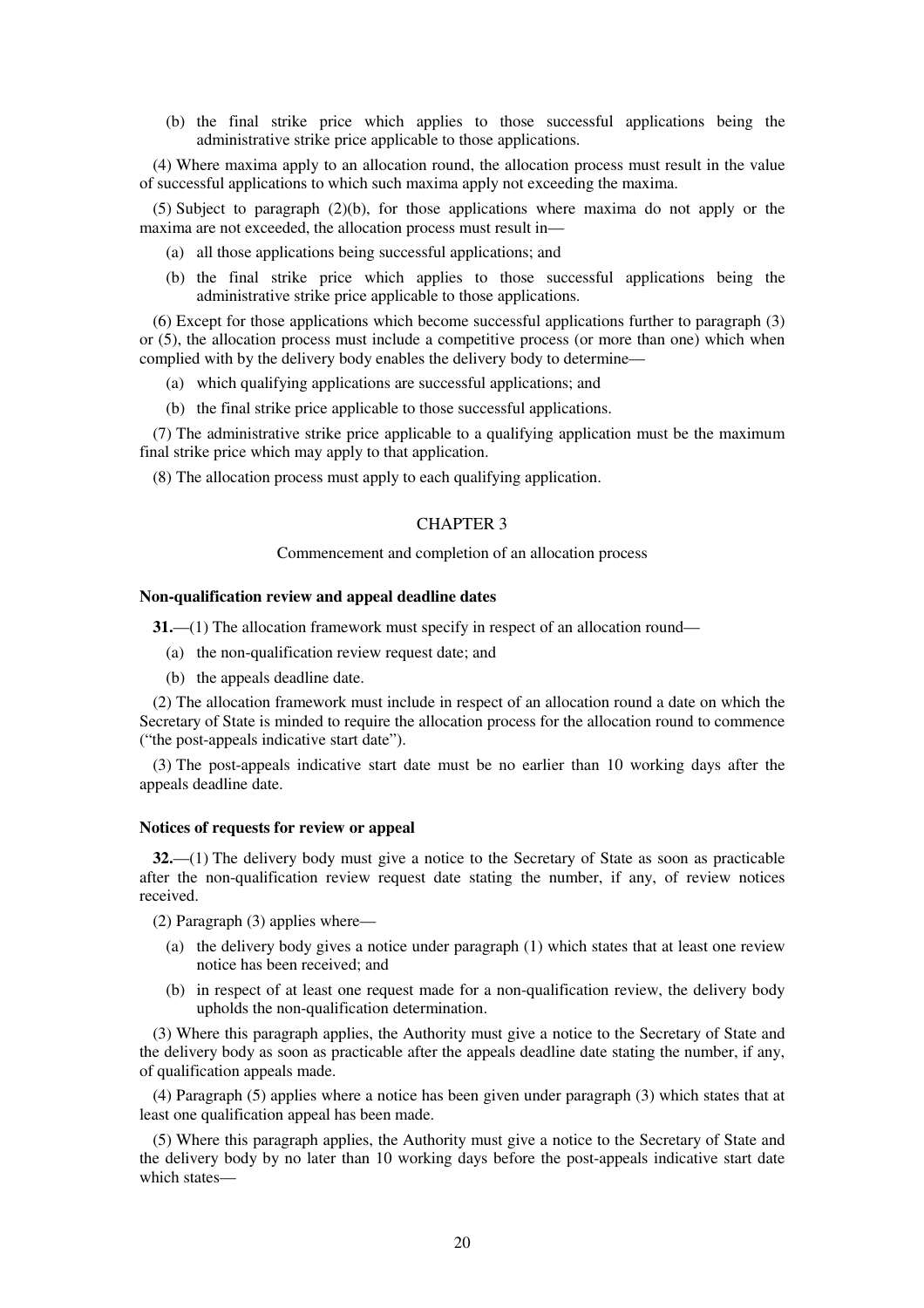(b) the final strike price which applies to those successful applications being the administrative strike price applicable to those applications.

(4) Where maxima apply to an allocation round, the allocation process must result in the value of successful applications to which such maxima apply not exceeding the maxima.

(5) Subject to paragraph (2)(b), for those applications where maxima do not apply or the maxima are not exceeded, the allocation process must result in—

(a) all those applications being successful applications; and

(b) the final strike price which applies to those successful applications being the administrative strike price applicable to those applications.

(6) Except for those applications which become successful applications further to paragraph (3) or (5), the allocation process must include a competitive process (or more than one) which when complied with by the delivery body enables the delivery body to determine—

(a) which qualifying applications are successful applications; and

(b) the final strike price applicable to those successful applications.

(7) The administrative strike price applicable to a qualifying application must be the maximum final strike price which may apply to that application.

(8) The allocation process must apply to each qualifying application.

## CHAPTER 3

Commencement and completion of an allocation process

**Non-qualification review and appeal deadline dates**

**31.**—(1) The allocation framework must specify in respect of an allocation round—

(a) the non-qualification review request date; and

(b) the appeals deadline date.

(2) The allocation framework must include in respect of an allocation round a date on which the Secretary of State is minded to require the allocation process for the allocation round to commence ("the post-appeals indicative start date").

(3) The post-appeals indicative start date must be no earlier than 10 working days after the appeals deadline date.

**Notices of requests for review or appeal**

**32.**—(1) The delivery body must give a notice to the Secretary of State as soon as practicable after the non-qualification review request date stating the number, if any, of review notices received.

(2) Paragraph (3) applies where—

(a) the delivery body gives a notice under paragraph (1) which states that at least one review notice has been received; and

(b) in respect of at least one request made for a non-qualification review, the delivery body upholds the non-qualification determination.

(3) Where this paragraph applies, the Authority must give a notice to the Secretary of State and the delivery body as soon as practicable after the appeals deadline date stating the number, if any, of qualification appeals made.

(4) Paragraph (5) applies where a notice has been given under paragraph (3) which states that at least one qualification appeal has been made.

(5) Where this paragraph applies, the Authority must give a notice to the Secretary of State and the delivery body by no later than 10 working days before the post-appeals indicative start date which states—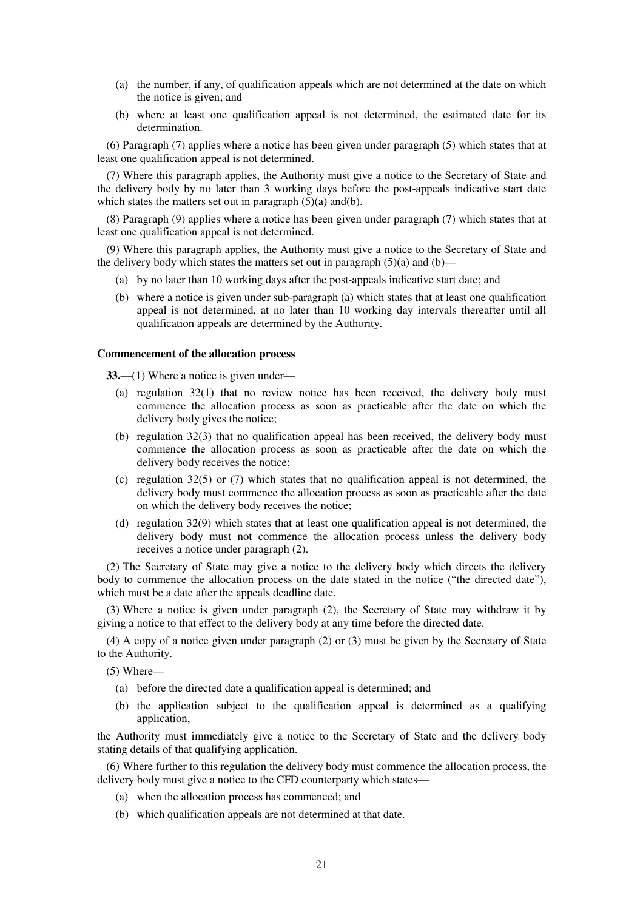(a) the number, if any, of qualification appeals which are not determined at the date on which the notice is given; and

(b) where at least one qualification appeal is not determined, the estimated date for its determination.

(6) Paragraph (7) applies where a notice has been given under paragraph (5) which states that at least one qualification appeal is not determined.

(7) Where this paragraph applies, the Authority must give a notice to the Secretary of State and the delivery body by no later than 3 working days before the post-appeals indicative start date which states the matters set out in paragraph (5)(a) and(b).

(8) Paragraph (9) applies where a notice has been given under paragraph (7) which states that at least one qualification appeal is not determined.

(9) Where this paragraph applies, the Authority must give a notice to the Secretary of State and the delivery body which states the matters set out in paragraph (5)(a) and (b)—

(a) by no later than 10 working days after the post-appeals indicative start date; and

(b) where a notice is given under sub-paragraph (a) which states that at least one qualification appeal is not determined, at no later than 10 working day intervals thereafter until all qualification appeals are determined by the Authority.

**Commencement of the allocation process**

**33.**—(1) Where a notice is given under—

(a) regulation 32(1) that no review notice has been received, the delivery body must commence the allocation process as soon as practicable after the date on which the delivery body gives the notice;

(b) regulation 32(3) that no qualification appeal has been received, the delivery body must commence the allocation process as soon as practicable after the date on which the delivery body receives the notice;

(c) regulation 32(5) or (7) which states that no qualification appeal is not determined, the delivery body must commence the allocation process as soon as practicable after the date on which the delivery body receives the notice;

(d) regulation 32(9) which states that at least one qualification appeal is not determined, the delivery body must not commence the allocation process unless the delivery body receives a notice under paragraph (2).

(2) The Secretary of State may give a notice to the delivery body which directs the delivery body to commence the allocation process on the date stated in the notice ("the directed date"), which must be a date after the appeals deadline date.

(3) Where a notice is given under paragraph (2), the Secretary of State may withdraw it by giving a notice to that effect to the delivery body at any time before the directed date.

(4) A copy of a notice given under paragraph (2) or (3) must be given by the Secretary of State to the Authority.

(5) Where—

(a) before the directed date a qualification appeal is determined; and

(b) the application subject to the qualification appeal is determined as a qualifying application,

the Authority must immediately give a notice to the Secretary of State and the delivery body stating details of that qualifying application.

(6) Where further to this regulation the delivery body must commence the allocation process, the delivery body must give a notice to the CFD counterparty which states—

(a) when the allocation process has commenced; and

(b) which qualification appeals are not determined at that date.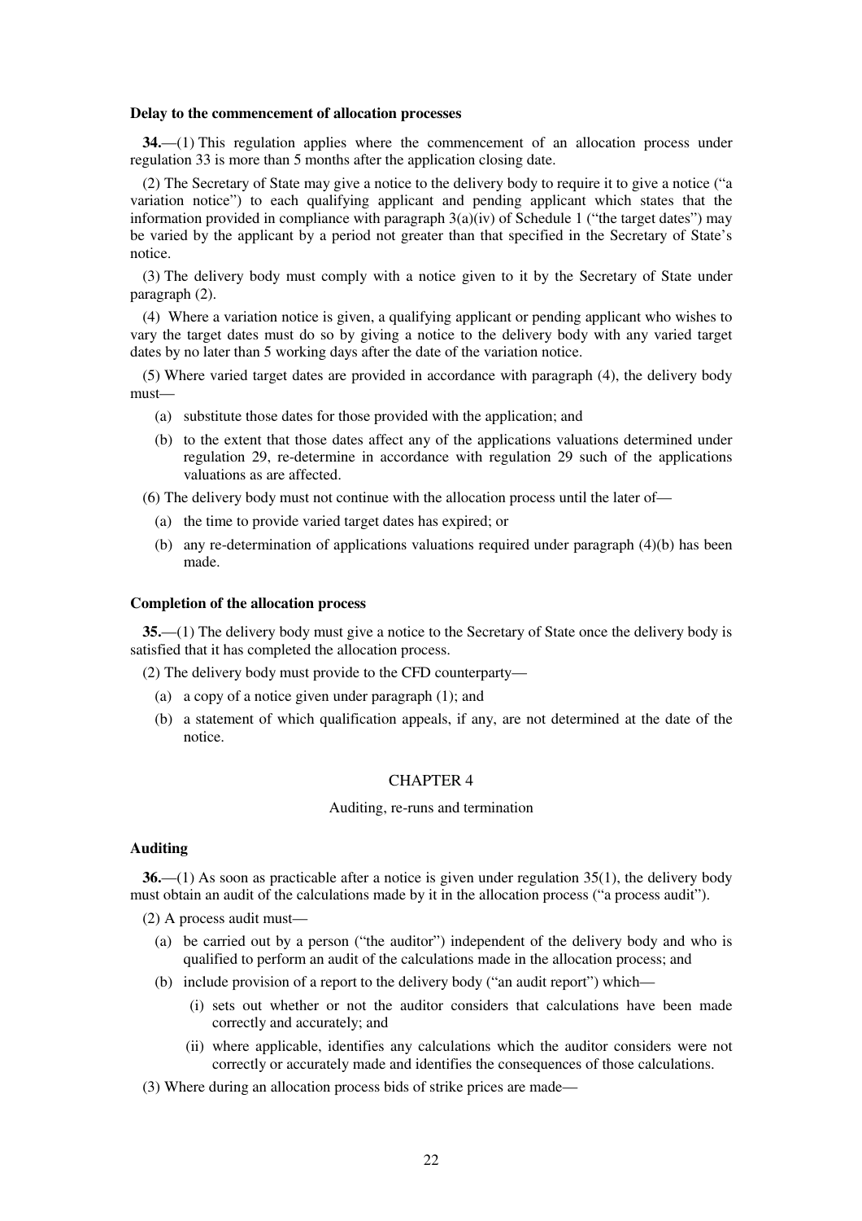**Delay to the commencement of allocation processes**

**34.**—(1) This regulation applies where the commencement of an allocation process under regulation 33 is more than 5 months after the application closing date.

(2) The Secretary of State may give a notice to the delivery body to require it to give a notice ("a variation notice") to each qualifying applicant and pending applicant which states that the information provided in compliance with paragraph 3(a)(iv) of Schedule 1 ("the target dates") may be varied by the applicant by a period not greater than that specified in the Secretary of State's notice.

(3) The delivery body must comply with a notice given to it by the Secretary of State under paragraph (2).

(4) Where a variation notice is given, a qualifying applicant or pending applicant who wishes to vary the target dates must do so by giving a notice to the delivery body with any varied target dates by no later than 5 working days after the date of the variation notice.

(5) Where varied target dates are provided in accordance with paragraph (4), the delivery body must—

(a) substitute those dates for those provided with the application; and

(b) to the extent that those dates affect any of the applications valuations determined under regulation 29, re-determine in accordance with regulation 29 such of the applications valuations as are affected.

(6) The delivery body must not continue with the allocation process until the later of—

(a) the time to provide varied target dates has expired; or

(b) any re-determination of applications valuations required under paragraph (4)(b) has been made.

**Completion of the allocation process**

**35.**—(1) The delivery body must give a notice to the Secretary of State once the delivery body is satisfied that it has completed the allocation process.

(2) The delivery body must provide to the CFD counterparty—

(a) a copy of a notice given under paragraph (1); and

(b) a statement of which qualification appeals, if any, are not determined at the date of the notice.

## CHAPTER 4

### Auditing, re-runs and termination

**Auditing**

**36.**—(1) As soon as practicable after a notice is given under regulation 35(1), the delivery body must obtain an audit of the calculations made by it in the allocation process ("a process audit").

(2) A process audit must—

(a) be carried out by a person ("the auditor") independent of the delivery body and who is qualified to perform an audit of the calculations made in the allocation process; and

(b) include provision of a report to the delivery body ("an audit report") which—

(i) sets out whether or not the auditor considers that calculations have been made correctly and accurately; and

(ii) where applicable, identifies any calculations which the auditor considers were not correctly or accurately made and identifies the consequences of those calculations.

(3) Where during an allocation process bids of strike prices are made—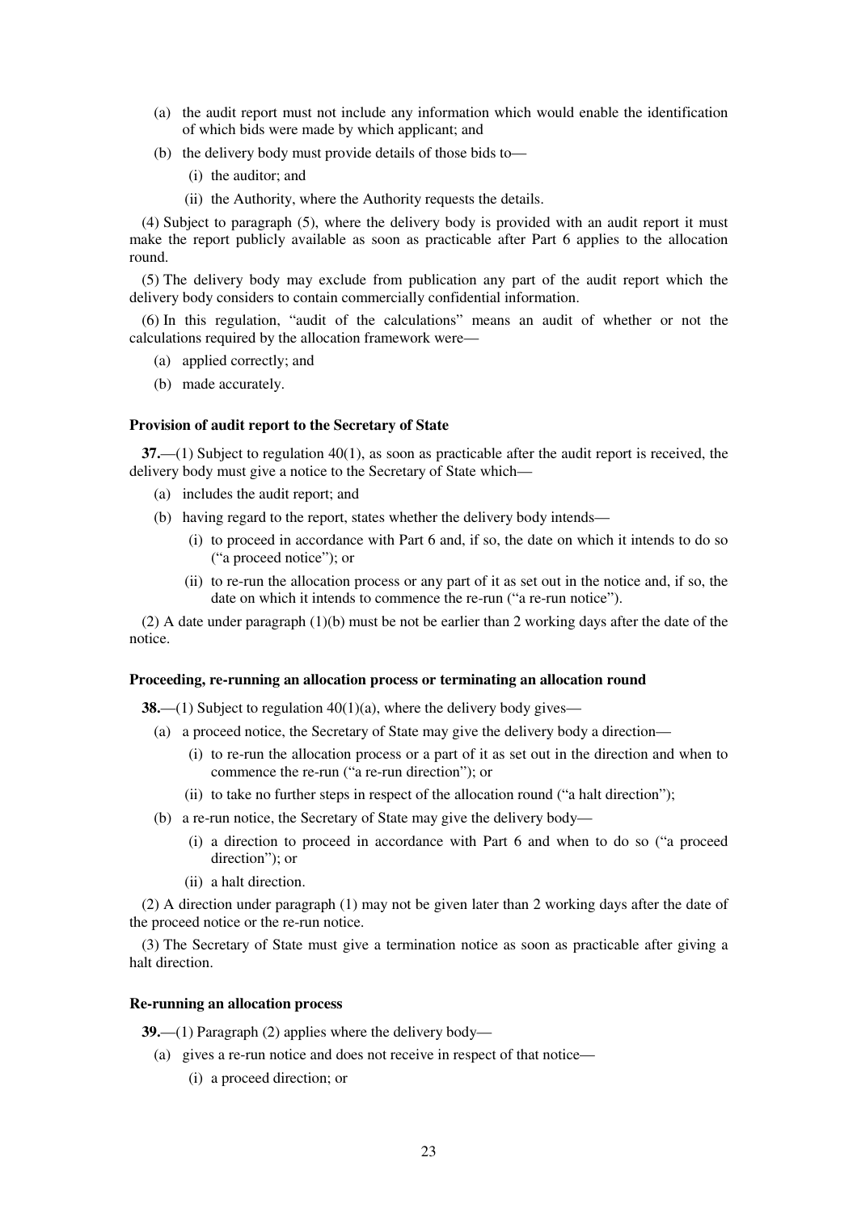(a) the audit report must not include any information which would enable the identification of which bids were made by which applicant; and

(b) the delivery body must provide details of those bids to—

(i) the auditor; and

(ii) the Authority, where the Authority requests the details.

(4) Subject to paragraph (5), where the delivery body is provided with an audit report it must make the report publicly available as soon as practicable after Part 6 applies to the allocation round.

(5) The delivery body may exclude from publication any part of the audit report which the delivery body considers to contain commercially confidential information.

(6) In this regulation, "audit of the calculations" means an audit of whether or not the calculations required by the allocation framework were—

(a) applied correctly; and

(b) made accurately.

**Provision of audit report to the Secretary of State**

**37.**—(1) Subject to regulation 40(1), as soon as practicable after the audit report is received, the delivery body must give a notice to the Secretary of State which—

(a) includes the audit report; and

(b) having regard to the report, states whether the delivery body intends—

(i) to proceed in accordance with Part 6 and, if so, the date on which it intends to do so ("a proceed notice"); or

(ii) to re-run the allocation process or any part of it as set out in the notice and, if so, the date on which it intends to commence the re-run ("a re-run notice").

(2) A date under paragraph (1)(b) must be not be earlier than 2 working days after the date of the notice.

**Proceeding, re-running an allocation process or terminating an allocation round**

**38.**—(1) Subject to regulation 40(1)(a), where the delivery body gives—

(a) a proceed notice, the Secretary of State may give the delivery body a direction—

(i) to re-run the allocation process or a part of it as set out in the direction and when to commence the re-run ("a re-run direction"); or

(ii) to take no further steps in respect of the allocation round ("a halt direction");

(b) a re-run notice, the Secretary of State may give the delivery body—

(i) a direction to proceed in accordance with Part 6 and when to do so ("a proceed direction"); or

(ii) a halt direction.

(2) A direction under paragraph (1) may not be given later than 2 working days after the date of the proceed notice or the re-run notice.

(3) The Secretary of State must give a termination notice as soon as practicable after giving a halt direction.

**Re-running an allocation process**

**39.**—(1) Paragraph (2) applies where the delivery body—

(a) gives a re-run notice and does not receive in respect of that notice—

(i) a proceed direction; or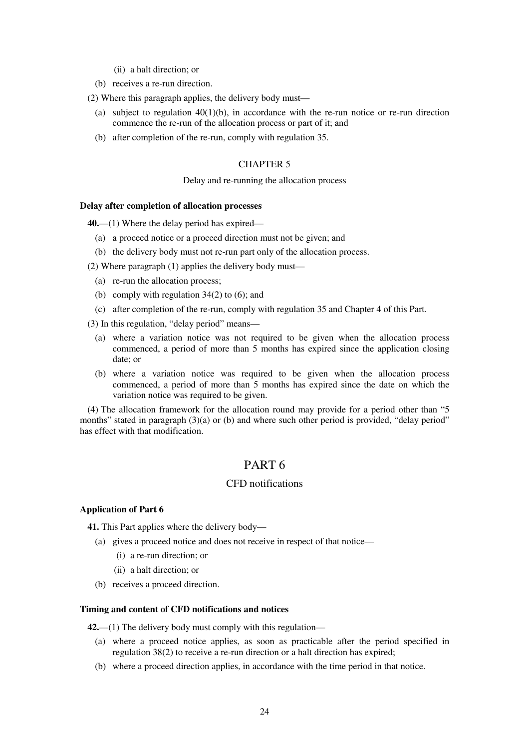(ii) a halt direction; or

(b) receives a re-run direction.

(2) Where this paragraph applies, the delivery body must—

(a) subject to regulation 40(1)(b), in accordance with the re-run notice or re-run direction commence the re-run of the allocation process or part of it; and

(b) after completion of the re-run, comply with regulation 35.

## CHAPTER 5

Delay and re-running the allocation process

**Delay after completion of allocation processes**

**40.**—(1) Where the delay period has expired—

(a) a proceed notice or a proceed direction must not be given; and

(b) the delivery body must not re-run part only of the allocation process.

(2) Where paragraph (1) applies the delivery body must—

(a) re-run the allocation process;

(b) comply with regulation 34(2) to (6); and

(c) after completion of the re-run, comply with regulation 35 and Chapter 4 of this Part.

(3) In this regulation, "delay period" means—

(a) where a variation notice was not required to be given when the allocation process commenced, a period of more than 5 months has expired since the application closing date; or

(b) where a variation notice was required to be given when the allocation process commenced, a period of more than 5 months has expired since the date on which the variation notice was required to be given.

(4) The allocation framework for the allocation round may provide for a period other than "5 months" stated in paragraph (3)(a) or (b) and where such other period is provided, "delay period" has effect with that modification.

# PART 6

## CFD notifications

**Application of Part 6**

**41.** This Part applies where the delivery body—

(a) gives a proceed notice and does not receive in respect of that notice—

(i) a re-run direction; or

(ii) a halt direction; or

(b) receives a proceed direction.

**Timing and content of CFD notifications and notices**

**42.**—(1) The delivery body must comply with this regulation—

(a) where a proceed notice applies, as soon as practicable after the period specified in regulation 38(2) to receive a re-run direction or a halt direction has expired;

(b) where a proceed direction applies, in accordance with the time period in that notice.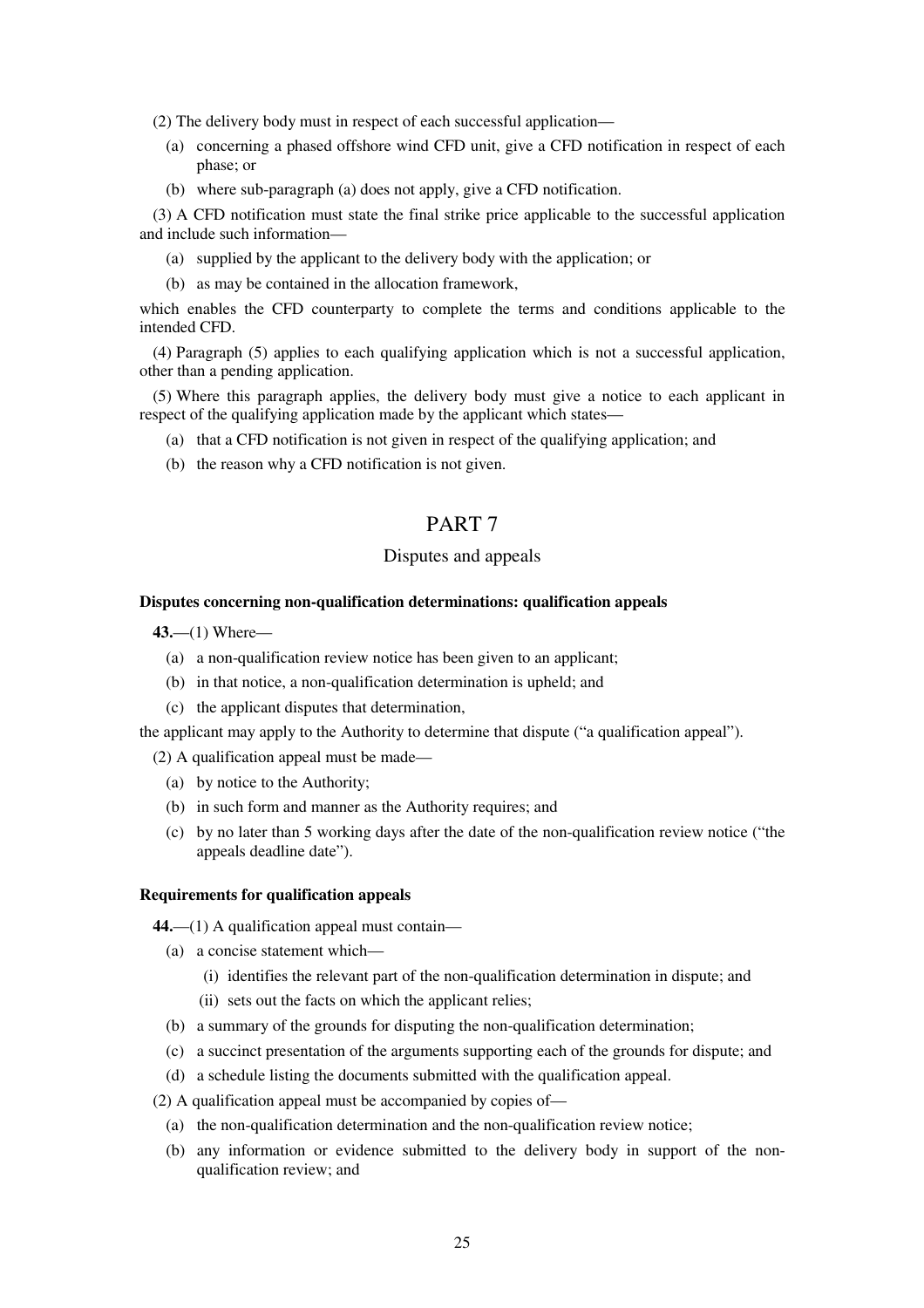(2) The delivery body must in respect of each successful application—

(a) concerning a phased offshore wind CFD unit, give a CFD notification in respect of each phase; or

(b) where sub-paragraph (a) does not apply, give a CFD notification.

(3) A CFD notification must state the final strike price applicable to the successful application and include such information—

(a) supplied by the applicant to the delivery body with the application; or

(b) as may be contained in the allocation framework,

which enables the CFD counterparty to complete the terms and conditions applicable to the intended CFD.

(4) Paragraph (5) applies to each qualifying application which is not a successful application, other than a pending application.

(5) Where this paragraph applies, the delivery body must give a notice to each applicant in respect of the qualifying application made by the applicant which states—

(a) that a CFD notification is not given in respect of the qualifying application; and

(b) the reason why a CFD notification is not given.

# PART 7

## Disputes and appeals

### Disputes concerning non-qualification determinations: qualification appeals

**43.**—(1) Where—

(a) a non-qualification review notice has been given to an applicant;

(b) in that notice, a non-qualification determination is upheld; and

(c) the applicant disputes that determination,

the applicant may apply to the Authority to determine that dispute ("a qualification appeal").

(2) A qualification appeal must be made—

(a) by notice to the Authority;

(b) in such form and manner as the Authority requires; and

(c) by no later than 5 working days after the date of the non-qualification review notice ("the appeals deadline date").

### Requirements for qualification appeals

**44.**—(1) A qualification appeal must contain—

(a) a concise statement which—

(i) identifies the relevant part of the non-qualification determination in dispute; and

(ii) sets out the facts on which the applicant relies;

(b) a summary of the grounds for disputing the non-qualification determination;

(c) a succinct presentation of the arguments supporting each of the grounds for dispute; and

(d) a schedule listing the documents submitted with the qualification appeal.

(2) A qualification appeal must be accompanied by copies of—

(a) the non-qualification determination and the non-qualification review notice;

(b) any information or evidence submitted to the delivery body in support of the non-qualification review; and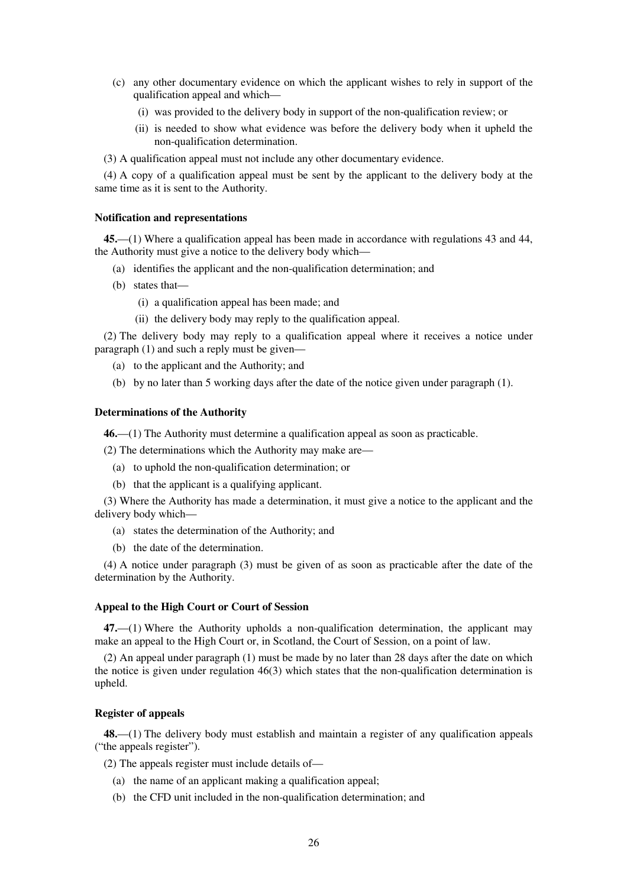(c) any other documentary evidence on which the applicant wishes to rely in support of the qualification appeal and which—

(i) was provided to the delivery body in support of the non-qualification review; or

(ii) is needed to show what evidence was before the delivery body when it upheld the non-qualification determination.

(3) A qualification appeal must not include any other documentary evidence.

(4) A copy of a qualification appeal must be sent by the applicant to the delivery body at the same time as it is sent to the Authority.

**Notification and representations**

**45.**—(1) Where a qualification appeal has been made in accordance with regulations 43 and 44, the Authority must give a notice to the delivery body which—

(a) identifies the applicant and the non-qualification determination; and

(b) states that—

(i) a qualification appeal has been made; and

(ii) the delivery body may reply to the qualification appeal.

(2) The delivery body may reply to a qualification appeal where it receives a notice under paragraph (1) and such a reply must be given—

(a) to the applicant and the Authority; and

(b) by no later than 5 working days after the date of the notice given under paragraph (1).

**Determinations of the Authority**

**46.**—(1) The Authority must determine a qualification appeal as soon as practicable.

(2) The determinations which the Authority may make are—

(a) to uphold the non-qualification determination; or

(b) that the applicant is a qualifying applicant.

(3) Where the Authority has made a determination, it must give a notice to the applicant and the delivery body which—

(a) states the determination of the Authority; and

(b) the date of the determination.

(4) A notice under paragraph (3) must be given of as soon as practicable after the date of the determination by the Authority.

**Appeal to the High Court or Court of Session**

**47.**—(1) Where the Authority upholds a non-qualification determination, the applicant may make an appeal to the High Court or, in Scotland, the Court of Session, on a point of law.

(2) An appeal under paragraph (1) must be made by no later than 28 days after the date on which the notice is given under regulation 46(3) which states that the non-qualification determination is upheld.

**Register of appeals**

**48.**—(1) The delivery body must establish and maintain a register of any qualification appeals ("the appeals register").

(2) The appeals register must include details of—

(a) the name of an applicant making a qualification appeal;

(b) the CFD unit included in the non-qualification determination; and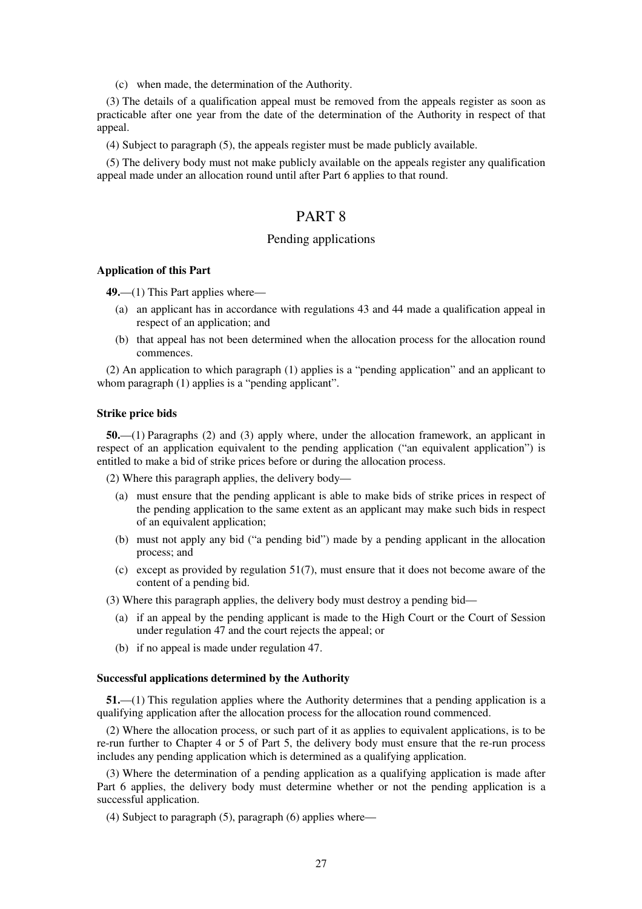(c) when made, the determination of the Authority.

(3) The details of a qualification appeal must be removed from the appeals register as soon as practicable after one year from the date of the determination of the Authority in respect of that appeal.

(4) Subject to paragraph (5), the appeals register must be made publicly available.

(5) The delivery body must not make publicly available on the appeals register any qualification appeal made under an allocation round until after Part 6 applies to that round.

# PART 8

## Pending applications

**Application of this Part**

**49.**—(1) This Part applies where—

(a) an applicant has in accordance with regulations 43 and 44 made a qualification appeal in respect of an application; and

(b) that appeal has not been determined when the allocation process for the allocation round commences.

(2) An application to which paragraph (1) applies is a "pending application" and an applicant to whom paragraph (1) applies is a "pending applicant".

**Strike price bids**

**50.**—(1) Paragraphs (2) and (3) apply where, under the allocation framework, an applicant in respect of an application equivalent to the pending application ("an equivalent application") is entitled to make a bid of strike prices before or during the allocation process.

(2) Where this paragraph applies, the delivery body—

(a) must ensure that the pending applicant is able to make bids of strike prices in respect of the pending application to the same extent as an applicant may make such bids in respect of an equivalent application;

(b) must not apply any bid ("a pending bid") made by a pending applicant in the allocation process; and

(c) except as provided by regulation 51(7), must ensure that it does not become aware of the content of a pending bid.

(3) Where this paragraph applies, the delivery body must destroy a pending bid—

(a) if an appeal by the pending applicant is made to the High Court or the Court of Session under regulation 47 and the court rejects the appeal; or

(b) if no appeal is made under regulation 47.

**Successful applications determined by the Authority**

**51.**—(1) This regulation applies where the Authority determines that a pending application is a qualifying application after the allocation process for the allocation round commenced.

(2) Where the allocation process, or such part of it as applies to equivalent applications, is to be re-run further to Chapter 4 or 5 of Part 5, the delivery body must ensure that the re-run process includes any pending application which is determined as a qualifying application.

(3) Where the determination of a pending application as a qualifying application is made after Part 6 applies, the delivery body must determine whether or not the pending application is a successful application.

(4) Subject to paragraph (5), paragraph (6) applies where—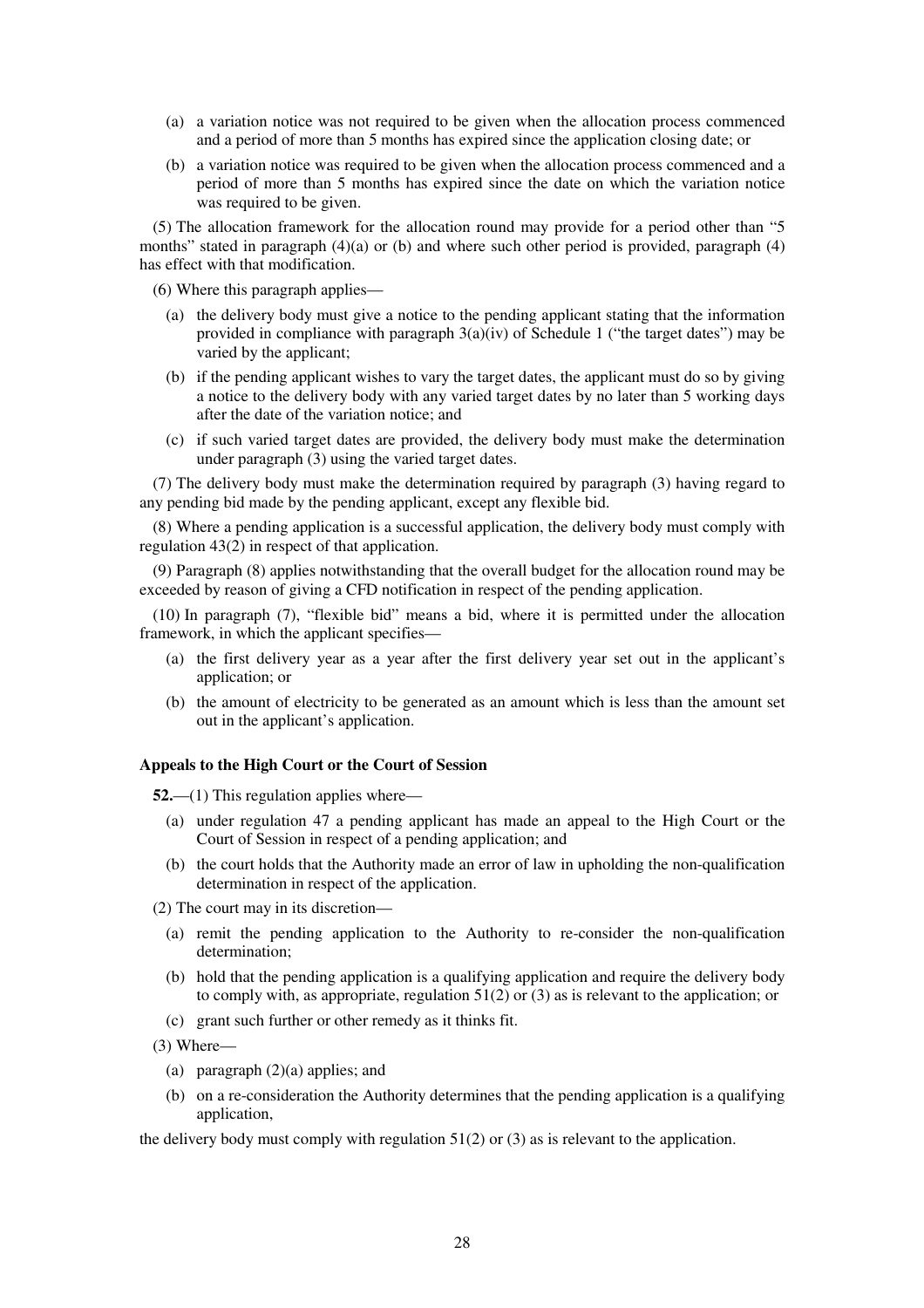(a) a variation notice was not required to be given when the allocation process commenced and a period of more than 5 months has expired since the application closing date; or

(b) a variation notice was required to be given when the allocation process commenced and a period of more than 5 months has expired since the date on which the variation notice was required to be given.

(5) The allocation framework for the allocation round may provide for a period other than "5 months" stated in paragraph (4)(a) or (b) and where such other period is provided, paragraph (4) has effect with that modification.

(6) Where this paragraph applies—

(a) the delivery body must give a notice to the pending applicant stating that the information provided in compliance with paragraph 3(a)(iv) of Schedule 1 ("the target dates") may be varied by the applicant;

(b) if the pending applicant wishes to vary the target dates, the applicant must do so by giving a notice to the delivery body with any varied target dates by no later than 5 working days after the date of the variation notice; and

(c) if such varied target dates are provided, the delivery body must make the determination under paragraph (3) using the varied target dates.

(7) The delivery body must make the determination required by paragraph (3) having regard to any pending bid made by the pending applicant, except any flexible bid.

(8) Where a pending application is a successful application, the delivery body must comply with regulation 43(2) in respect of that application.

(9) Paragraph (8) applies notwithstanding that the overall budget for the allocation round may be exceeded by reason of giving a CFD notification in respect of the pending application.

(10) In paragraph (7), "flexible bid" means a bid, where it is permitted under the allocation framework, in which the applicant specifies—

(a) the first delivery year as a year after the first delivery year set out in the applicant's application; or

(b) the amount of electricity to be generated as an amount which is less than the amount set out in the applicant's application.

**Appeals to the High Court or the Court of Session**

**52.**—(1) This regulation applies where—

(a) under regulation 47 a pending applicant has made an appeal to the High Court or the Court of Session in respect of a pending application; and

(b) the court holds that the Authority made an error of law in upholding the non-qualification determination in respect of the application.

(2) The court may in its discretion—

(a) remit the pending application to the Authority to re-consider the non-qualification determination;

(b) hold that the pending application is a qualifying application and require the delivery body to comply with, as appropriate, regulation 51(2) or (3) as is relevant to the application; or

(c) grant such further or other remedy as it thinks fit.

(3) Where—

(a) paragraph (2)(a) applies; and

(b) on a re-consideration the Authority determines that the pending application is a qualifying application,

the delivery body must comply with regulation 51(2) or (3) as is relevant to the application.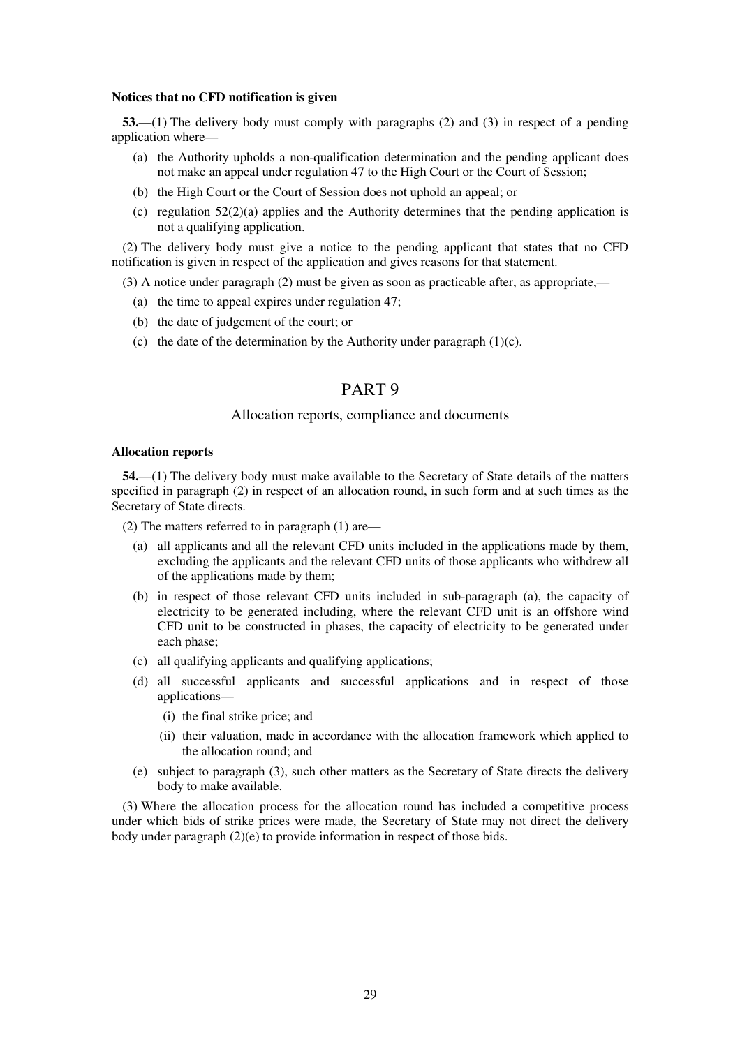**Notices that no CFD notification is given**

**53.**—(1) The delivery body must comply with paragraphs (2) and (3) in respect of a pending application where—

- (a) the Authority upholds a non-qualification determination and the pending applicant does not make an appeal under regulation 47 to the High Court or the Court of Session;
- (b) the High Court or the Court of Session does not uphold an appeal; or
- (c) regulation 52(2)(a) applies and the Authority determines that the pending application is not a qualifying application.

(2) The delivery body must give a notice to the pending applicant that states that no CFD notification is given in respect of the application and gives reasons for that statement.

(3) A notice under paragraph (2) must be given as soon as practicable after, as appropriate,—

- (a) the time to appeal expires under regulation 47;
- (b) the date of judgement of the court; or
- (c) the date of the determination by the Authority under paragraph (1)(c).

# PART 9

## Allocation reports, compliance and documents

**Allocation reports**

**54.**—(1) The delivery body must make available to the Secretary of State details of the matters specified in paragraph (2) in respect of an allocation round, in such form and at such times as the Secretary of State directs.

(2) The matters referred to in paragraph (1) are—

- (a) all applicants and all the relevant CFD units included in the applications made by them, excluding the applicants and the relevant CFD units of those applicants who withdrew all of the applications made by them;
- (b) in respect of those relevant CFD units included in sub-paragraph (a), the capacity of electricity to be generated including, where the relevant CFD unit is an offshore wind CFD unit to be constructed in phases, the capacity of electricity to be generated under each phase;
- (c) all qualifying applicants and qualifying applications;
- (d) all successful applicants and successful applications and in respect of those applications—
  - (i) the final strike price; and
  - (ii) their valuation, made in accordance with the allocation framework which applied to the allocation round; and
- (e) subject to paragraph (3), such other matters as the Secretary of State directs the delivery body to make available.

(3) Where the allocation process for the allocation round has included a competitive process under which bids of strike prices were made, the Secretary of State may not direct the delivery body under paragraph (2)(e) to provide information in respect of those bids.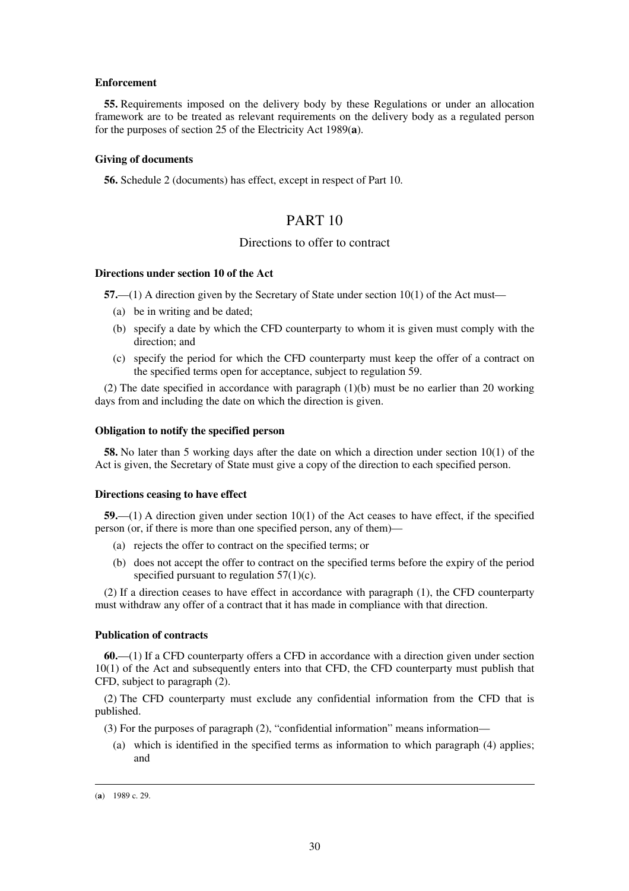**Enforcement**

**55.** Requirements imposed on the delivery body by these Regulations or under an allocation framework are to be treated as relevant requirements on the delivery body as a regulated person for the purposes of section 25 of the Electricity Act 1989(**a**).

**Giving of documents**

**56.** Schedule 2 (documents) has effect, except in respect of Part 10.

# PART 10

## Directions to offer to contract

**Directions under section 10 of the Act**

**57.**—(1) A direction given by the Secretary of State under section 10(1) of the Act must—

(a) be in writing and be dated;

(b) specify a date by which the CFD counterparty to whom it is given must comply with the direction; and

(c) specify the period for which the CFD counterparty must keep the offer of a contract on the specified terms open for acceptance, subject to regulation 59.

(2) The date specified in accordance with paragraph (1)(b) must be no earlier than 20 working days from and including the date on which the direction is given.

**Obligation to notify the specified person**

**58.** No later than 5 working days after the date on which a direction under section 10(1) of the Act is given, the Secretary of State must give a copy of the direction to each specified person.

**Directions ceasing to have effect**

**59.**—(1) A direction given under section 10(1) of the Act ceases to have effect, if the specified person (or, if there is more than one specified person, any of them)—

(a) rejects the offer to contract on the specified terms; or

(b) does not accept the offer to contract on the specified terms before the expiry of the period specified pursuant to regulation 57(1)(c).

(2) If a direction ceases to have effect in accordance with paragraph (1), the CFD counterparty must withdraw any offer of a contract that it has made in compliance with that direction.

**Publication of contracts**

**60.**—(1) If a CFD counterparty offers a CFD in accordance with a direction given under section 10(1) of the Act and subsequently enters into that CFD, the CFD counterparty must publish that CFD, subject to paragraph (2).

(2) The CFD counterparty must exclude any confidential information from the CFD that is published.

(3) For the purposes of paragraph (2), "confidential information" means information—

(a) which is identified in the specified terms as information to which paragraph (4) applies; and

---

(**a**) 1989 c. 29.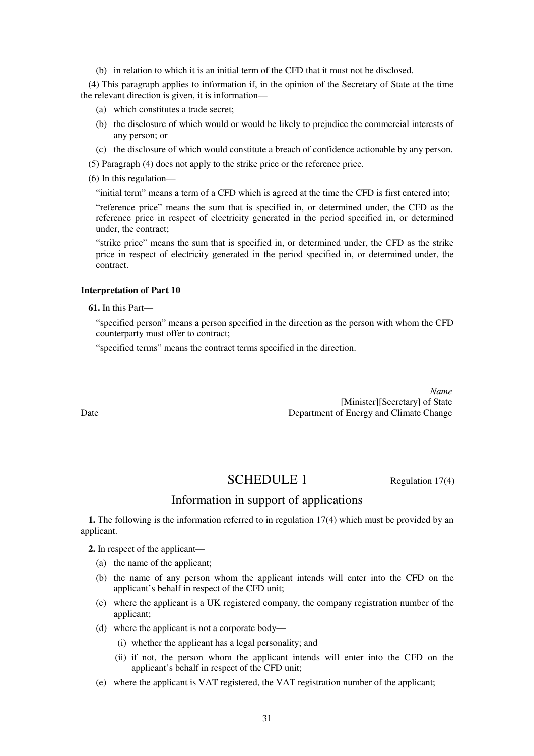(b) in relation to which it is an initial term of the CFD that it must not be disclosed.

(4) This paragraph applies to information if, in the opinion of the Secretary of State at the time the relevant direction is given, it is information—

- (a) which constitutes a trade secret;
- (b) the disclosure of which would or would be likely to prejudice the commercial interests of any person; or
- (c) the disclosure of which would constitute a breach of confidence actionable by any person.

(5) Paragraph (4) does not apply to the strike price or the reference price.

(6) In this regulation—

"initial term" means a term of a CFD which is agreed at the time the CFD is first entered into;

"reference price" means the sum that is specified in, or determined under, the CFD as the reference price in respect of electricity generated in the period specified in, or determined under, the contract;

"strike price" means the sum that is specified in, or determined under, the CFD as the strike price in respect of electricity generated in the period specified in, or determined under, the contract.

**Interpretation of Part 10**

**61.** In this Part—

"specified person" means a person specified in the direction as the person with whom the CFD counterparty must offer to contract;

"specified terms" means the contract terms specified in the direction.

*Name*
[Minister][Secretary] of State
Date — Department of Energy and Climate Change

# SCHEDULE 1

Regulation 17(4)

## Information in support of applications

**1.** The following is the information referred to in regulation 17(4) which must be provided by an applicant.

**2.** In respect of the applicant—

- (a) the name of the applicant;
- (b) the name of any person whom the applicant intends will enter into the CFD on the applicant's behalf in respect of the CFD unit;
- (c) where the applicant is a UK registered company, the company registration number of the applicant;
- (d) where the applicant is not a corporate body—
  - (i) whether the applicant has a legal personality; and
  - (ii) if not, the person whom the applicant intends will enter into the CFD on the applicant's behalf in respect of the CFD unit;
- (e) where the applicant is VAT registered, the VAT registration number of the applicant;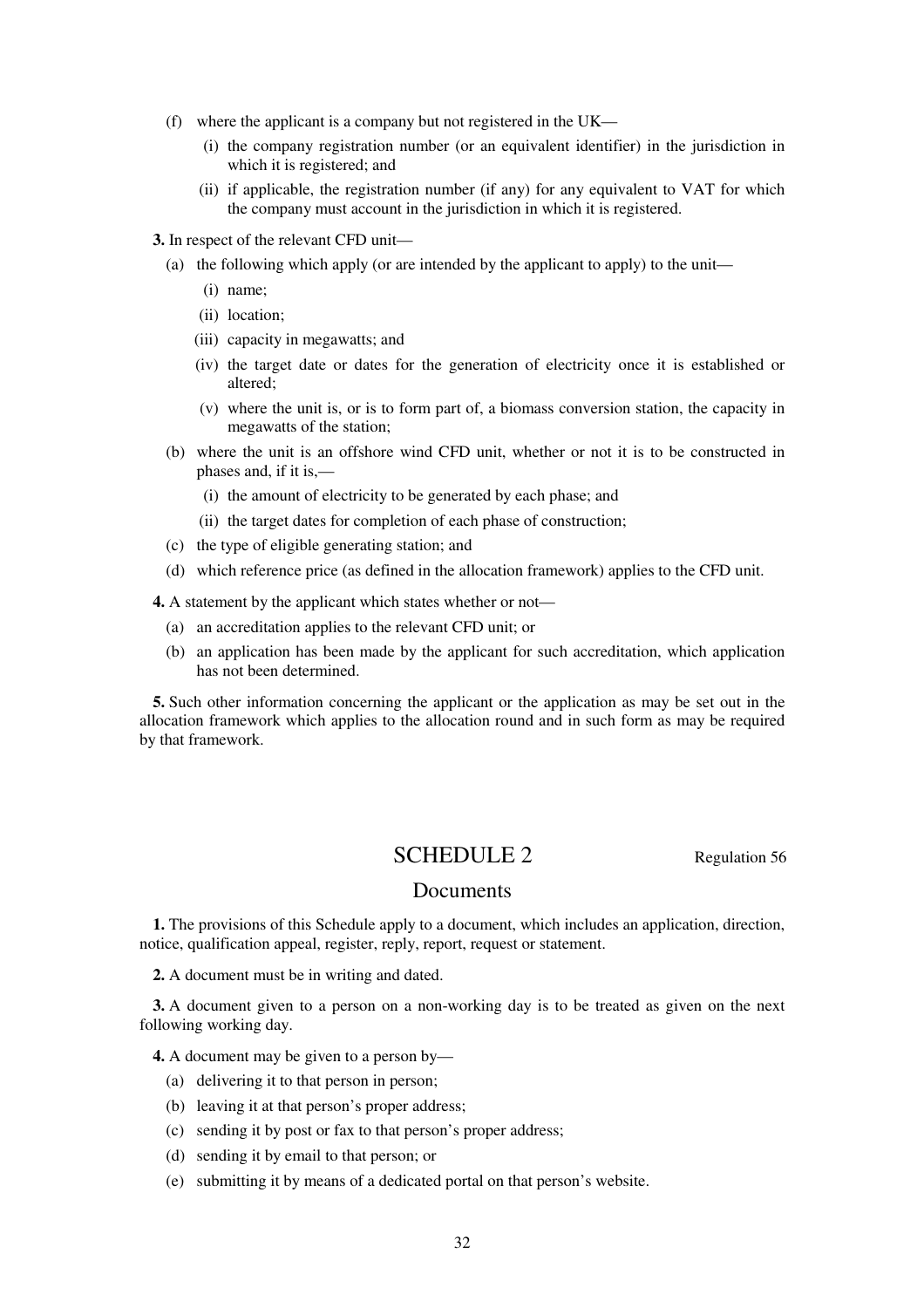(f) where the applicant is a company but not registered in the UK—

  (i) the company registration number (or an equivalent identifier) in the jurisdiction in which it is registered; and

  (ii) if applicable, the registration number (if any) for any equivalent to VAT for which the company must account in the jurisdiction in which it is registered.

**3.** In respect of the relevant CFD unit—

(a) the following which apply (or are intended by the applicant to apply) to the unit—

  (i) name;

  (ii) location;

  (iii) capacity in megawatts; and

  (iv) the target date or dates for the generation of electricity once it is established or altered;

  (v) where the unit is, or is to form part of, a biomass conversion station, the capacity in megawatts of the station;

(b) where the unit is an offshore wind CFD unit, whether or not it is to be constructed in phases and, if it is,—

  (i) the amount of electricity to be generated by each phase; and

  (ii) the target dates for completion of each phase of construction;

(c) the type of eligible generating station; and

(d) which reference price (as defined in the allocation framework) applies to the CFD unit.

**4.** A statement by the applicant which states whether or not—

(a) an accreditation applies to the relevant CFD unit; or

(b) an application has been made by the applicant for such accreditation, which application has not been determined.

**5.** Such other information concerning the applicant or the application as may be set out in the allocation framework which applies to the allocation round and in such form as may be required by that framework.

# SCHEDULE 2

Regulation 56

## Documents

**1.** The provisions of this Schedule apply to a document, which includes an application, direction, notice, qualification appeal, register, reply, report, request or statement.

**2.** A document must be in writing and dated.

**3.** A document given to a person on a non-working day is to be treated as given on the next following working day.

**4.** A document may be given to a person by—

(a) delivering it to that person in person;

(b) leaving it at that person's proper address;

(c) sending it by post or fax to that person's proper address;

(d) sending it by email to that person; or

(e) submitting it by means of a dedicated portal on that person's website.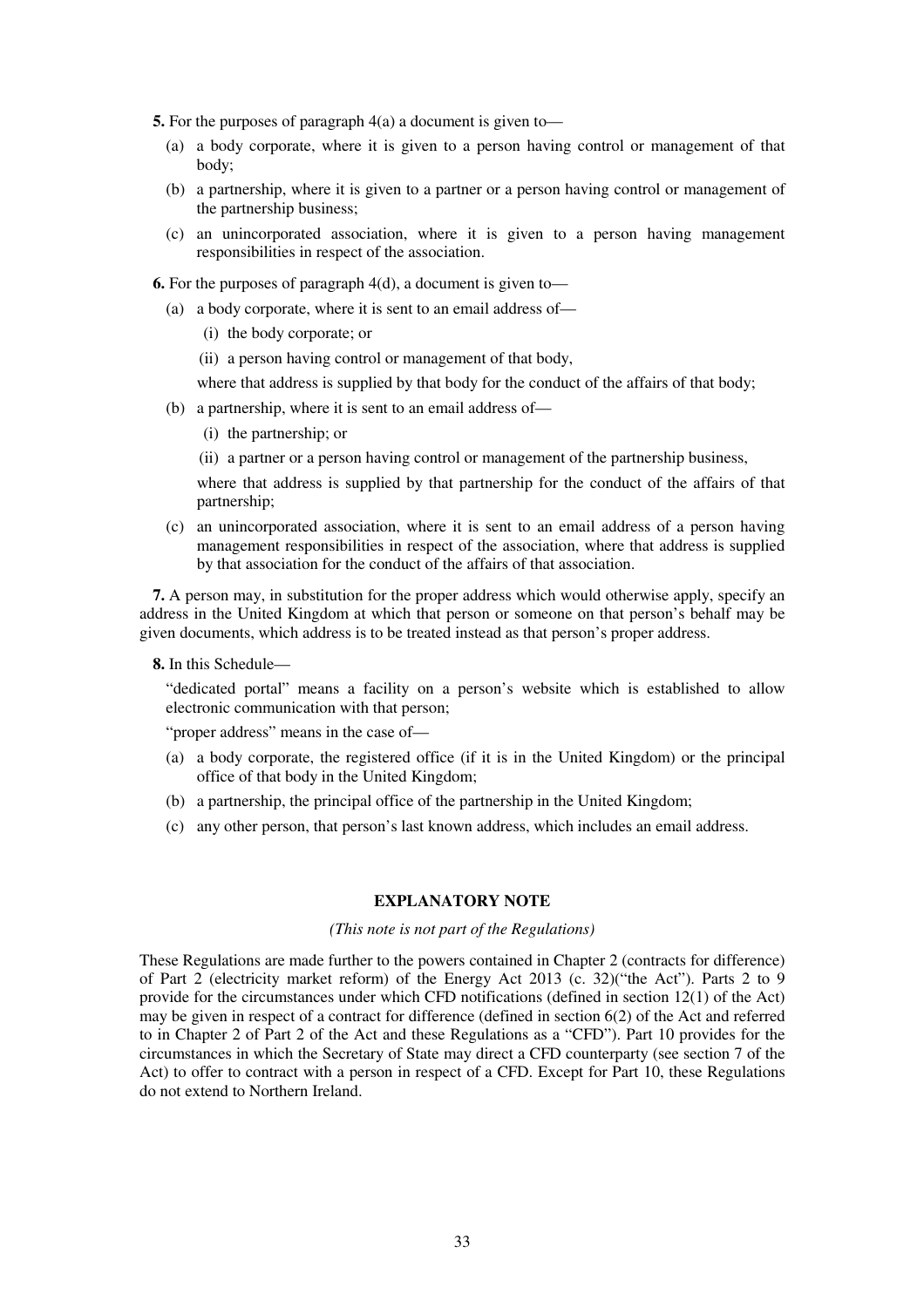**5.** For the purposes of paragraph 4(a) a document is given to—

(a) a body corporate, where it is given to a person having control or management of that body;

(b) a partnership, where it is given to a partner or a person having control or management of the partnership business;

(c) an unincorporated association, where it is given to a person having management responsibilities in respect of the association.

**6.** For the purposes of paragraph 4(d), a document is given to—

(a) a body corporate, where it is sent to an email address of—

(i) the body corporate; or

(ii) a person having control or management of that body,

where that address is supplied by that body for the conduct of the affairs of that body;

(b) a partnership, where it is sent to an email address of—

(i) the partnership; or

(ii) a partner or a person having control or management of the partnership business,

where that address is supplied by that partnership for the conduct of the affairs of that partnership;

(c) an unincorporated association, where it is sent to an email address of a person having management responsibilities in respect of the association, where that address is supplied by that association for the conduct of the affairs of that association.

**7.** A person may, in substitution for the proper address which would otherwise apply, specify an address in the United Kingdom at which that person or someone on that person's behalf may be given documents, which address is to be treated instead as that person's proper address.

**8.** In this Schedule—

"dedicated portal" means a facility on a person's website which is established to allow electronic communication with that person;

"proper address" means in the case of—

(a) a body corporate, the registered office (if it is in the United Kingdom) or the principal office of that body in the United Kingdom;

(b) a partnership, the principal office of the partnership in the United Kingdom;

(c) any other person, that person's last known address, which includes an email address.

## EXPLANATORY NOTE

*(This note is not part of the Regulations)*

These Regulations are made further to the powers contained in Chapter 2 (contracts for difference) of Part 2 (electricity market reform) of the Energy Act 2013 (c. 32)("the Act"). Parts 2 to 9 provide for the circumstances under which CFD notifications (defined in section 12(1) of the Act) may be given in respect of a contract for difference (defined in section 6(2) of the Act and referred to in Chapter 2 of Part 2 of the Act and these Regulations as a "CFD"). Part 10 provides for the circumstances in which the Secretary of State may direct a CFD counterparty (see section 7 of the Act) to offer to contract with a person in respect of a CFD. Except for Part 10, these Regulations do not extend to Northern Ireland.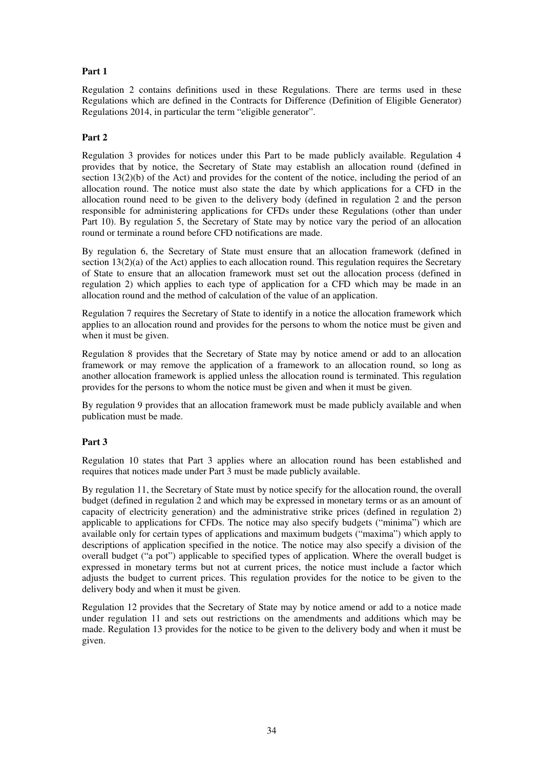**Part 1**

Regulation 2 contains definitions used in these Regulations. There are terms used in these Regulations which are defined in the Contracts for Difference (Definition of Eligible Generator) Regulations 2014, in particular the term "eligible generator".

**Part 2**

Regulation 3 provides for notices under this Part to be made publicly available. Regulation 4 provides that by notice, the Secretary of State may establish an allocation round (defined in section 13(2)(b) of the Act) and provides for the content of the notice, including the period of an allocation round. The notice must also state the date by which applications for a CFD in the allocation round need to be given to the delivery body (defined in regulation 2 and the person responsible for administering applications for CFDs under these Regulations (other than under Part 10). By regulation 5, the Secretary of State may by notice vary the period of an allocation round or terminate a round before CFD notifications are made.

By regulation 6, the Secretary of State must ensure that an allocation framework (defined in section 13(2)(a) of the Act) applies to each allocation round. This regulation requires the Secretary of State to ensure that an allocation framework must set out the allocation process (defined in regulation 2) which applies to each type of application for a CFD which may be made in an allocation round and the method of calculation of the value of an application.

Regulation 7 requires the Secretary of State to identify in a notice the allocation framework which applies to an allocation round and provides for the persons to whom the notice must be given and when it must be given.

Regulation 8 provides that the Secretary of State may by notice amend or add to an allocation framework or may remove the application of a framework to an allocation round, so long as another allocation framework is applied unless the allocation round is terminated. This regulation provides for the persons to whom the notice must be given and when it must be given.

By regulation 9 provides that an allocation framework must be made publicly available and when publication must be made.

**Part 3**

Regulation 10 states that Part 3 applies where an allocation round has been established and requires that notices made under Part 3 must be made publicly available.

By regulation 11, the Secretary of State must by notice specify for the allocation round, the overall budget (defined in regulation 2 and which may be expressed in monetary terms or as an amount of capacity of electricity generation) and the administrative strike prices (defined in regulation 2) applicable to applications for CFDs. The notice may also specify budgets ("minima") which are available only for certain types of applications and maximum budgets ("maxima") which apply to descriptions of application specified in the notice. The notice may also specify a division of the overall budget ("a pot") applicable to specified types of application. Where the overall budget is expressed in monetary terms but not at current prices, the notice must include a factor which adjusts the budget to current prices. This regulation provides for the notice to be given to the delivery body and when it must be given.

Regulation 12 provides that the Secretary of State may by notice amend or add to a notice made under regulation 11 and sets out restrictions on the amendments and additions which may be made. Regulation 13 provides for the notice to be given to the delivery body and when it must be given.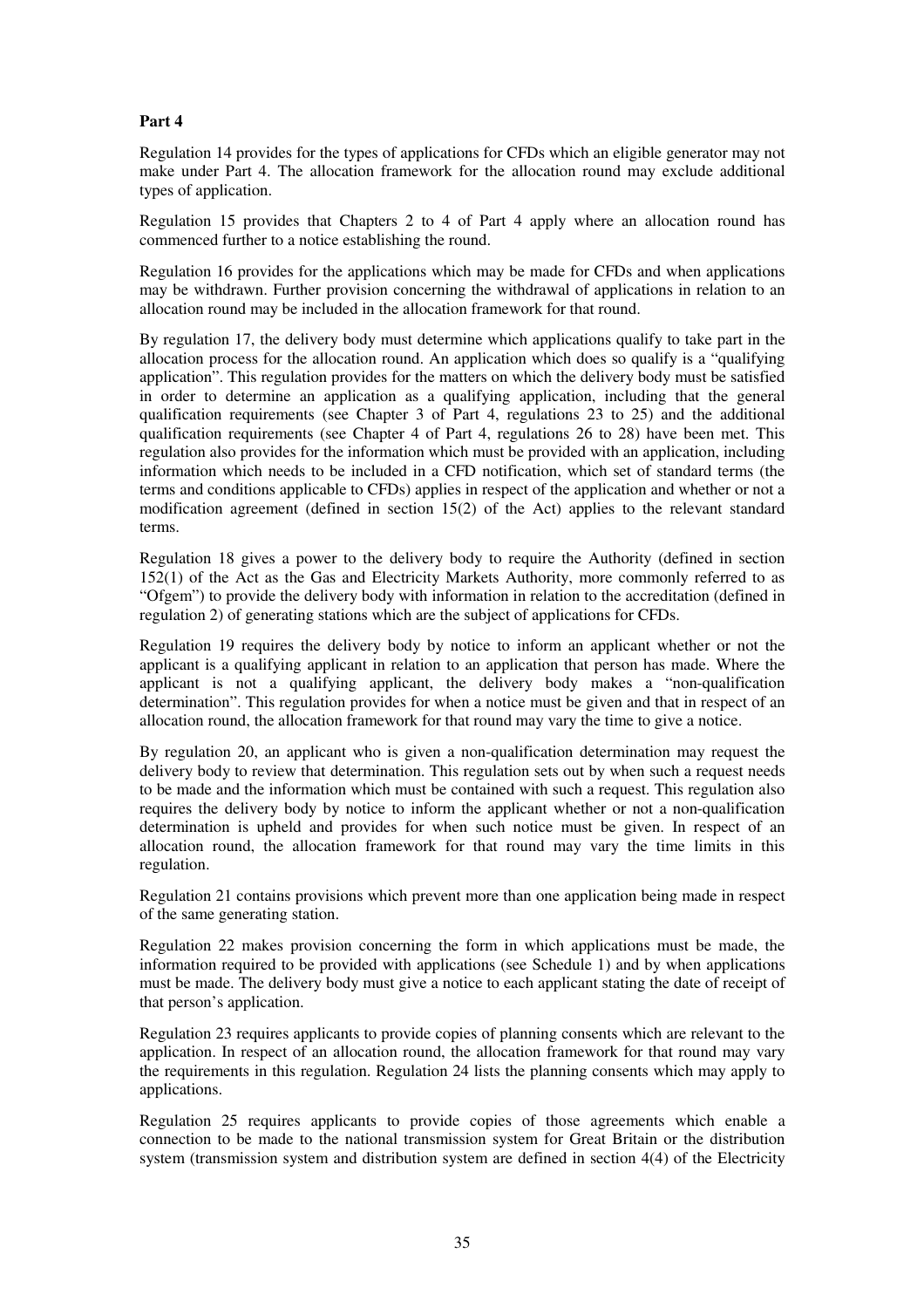**Part 4**

Regulation 14 provides for the types of applications for CFDs which an eligible generator may not make under Part 4. The allocation framework for the allocation round may exclude additional types of application.

Regulation 15 provides that Chapters 2 to 4 of Part 4 apply where an allocation round has commenced further to a notice establishing the round.

Regulation 16 provides for the applications which may be made for CFDs and when applications may be withdrawn. Further provision concerning the withdrawal of applications in relation to an allocation round may be included in the allocation framework for that round.

By regulation 17, the delivery body must determine which applications qualify to take part in the allocation process for the allocation round. An application which does so qualify is a "qualifying application". This regulation provides for the matters on which the delivery body must be satisfied in order to determine an application as a qualifying application, including that the general qualification requirements (see Chapter 3 of Part 4, regulations 23 to 25) and the additional qualification requirements (see Chapter 4 of Part 4, regulations 26 to 28) have been met. This regulation also provides for the information which must be provided with an application, including information which needs to be included in a CFD notification, which set of standard terms (the terms and conditions applicable to CFDs) applies in respect of the application and whether or not a modification agreement (defined in section 15(2) of the Act) applies to the relevant standard terms.

Regulation 18 gives a power to the delivery body to require the Authority (defined in section 152(1) of the Act as the Gas and Electricity Markets Authority, more commonly referred to as "Ofgem") to provide the delivery body with information in relation to the accreditation (defined in regulation 2) of generating stations which are the subject of applications for CFDs.

Regulation 19 requires the delivery body by notice to inform an applicant whether or not the applicant is a qualifying applicant in relation to an application that person has made. Where the applicant is not a qualifying applicant, the delivery body makes a "non-qualification determination". This regulation provides for when a notice must be given and that in respect of an allocation round, the allocation framework for that round may vary the time to give a notice.

By regulation 20, an applicant who is given a non-qualification determination may request the delivery body to review that determination. This regulation sets out by when such a request needs to be made and the information which must be contained with such a request. This regulation also requires the delivery body by notice to inform the applicant whether or not a non-qualification determination is upheld and provides for when such notice must be given. In respect of an allocation round, the allocation framework for that round may vary the time limits in this regulation.

Regulation 21 contains provisions which prevent more than one application being made in respect of the same generating station.

Regulation 22 makes provision concerning the form in which applications must be made, the information required to be provided with applications (see Schedule 1) and by when applications must be made. The delivery body must give a notice to each applicant stating the date of receipt of that person's application.

Regulation 23 requires applicants to provide copies of planning consents which are relevant to the application. In respect of an allocation round, the allocation framework for that round may vary the requirements in this regulation. Regulation 24 lists the planning consents which may apply to applications.

Regulation 25 requires applicants to provide copies of those agreements which enable a connection to be made to the national transmission system for Great Britain or the distribution system (transmission system and distribution system are defined in section 4(4) of the Electricity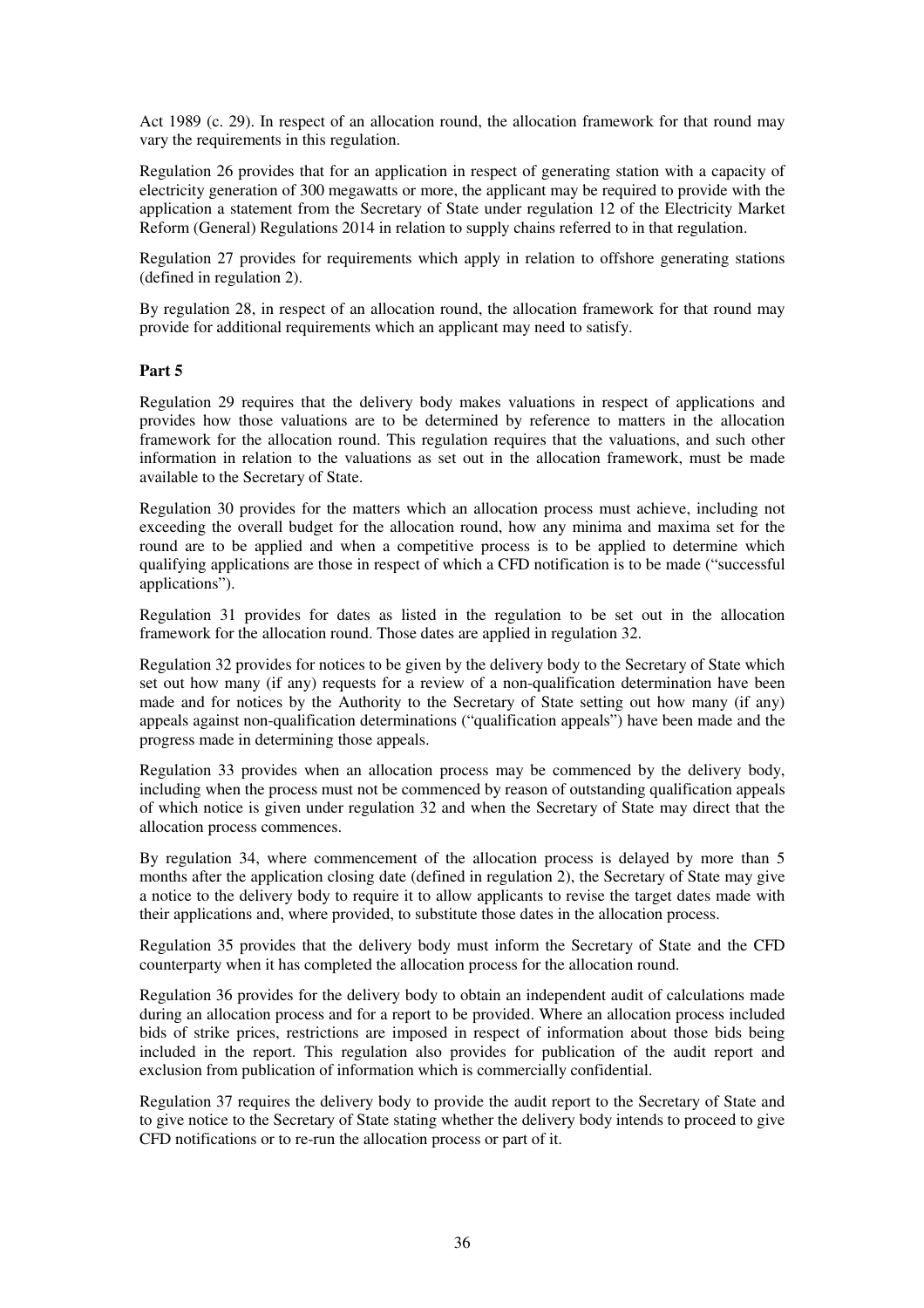Act 1989 (c. 29). In respect of an allocation round, the allocation framework for that round may vary the requirements in this regulation.

Regulation 26 provides that for an application in respect of generating station with a capacity of electricity generation of 300 megawatts or more, the applicant may be required to provide with the application a statement from the Secretary of State under regulation 12 of the Electricity Market Reform (General) Regulations 2014 in relation to supply chains referred to in that regulation.

Regulation 27 provides for requirements which apply in relation to offshore generating stations (defined in regulation 2).

By regulation 28, in respect of an allocation round, the allocation framework for that round may provide for additional requirements which an applicant may need to satisfy.

**Part 5**

Regulation 29 requires that the delivery body makes valuations in respect of applications and provides how those valuations are to be determined by reference to matters in the allocation framework for the allocation round. This regulation requires that the valuations, and such other information in relation to the valuations as set out in the allocation framework, must be made available to the Secretary of State.

Regulation 30 provides for the matters which an allocation process must achieve, including not exceeding the overall budget for the allocation round, how any minima and maxima set for the round are to be applied and when a competitive process is to be applied to determine which qualifying applications are those in respect of which a CFD notification is to be made ("successful applications").

Regulation 31 provides for dates as listed in the regulation to be set out in the allocation framework for the allocation round. Those dates are applied in regulation 32.

Regulation 32 provides for notices to be given by the delivery body to the Secretary of State which set out how many (if any) requests for a review of a non-qualification determination have been made and for notices by the Authority to the Secretary of State setting out how many (if any) appeals against non-qualification determinations ("qualification appeals") have been made and the progress made in determining those appeals.

Regulation 33 provides when an allocation process may be commenced by the delivery body, including when the process must not be commenced by reason of outstanding qualification appeals of which notice is given under regulation 32 and when the Secretary of State may direct that the allocation process commences.

By regulation 34, where commencement of the allocation process is delayed by more than 5 months after the application closing date (defined in regulation 2), the Secretary of State may give a notice to the delivery body to require it to allow applicants to revise the target dates made with their applications and, where provided, to substitute those dates in the allocation process.

Regulation 35 provides that the delivery body must inform the Secretary of State and the CFD counterparty when it has completed the allocation process for the allocation round.

Regulation 36 provides for the delivery body to obtain an independent audit of calculations made during an allocation process and for a report to be provided. Where an allocation process included bids of strike prices, restrictions are imposed in respect of information about those bids being included in the report. This regulation also provides for publication of the audit report and exclusion from publication of information which is commercially confidential.

Regulation 37 requires the delivery body to provide the audit report to the Secretary of State and to give notice to the Secretary of State stating whether the delivery body intends to proceed to give CFD notifications or to re-run the allocation process or part of it.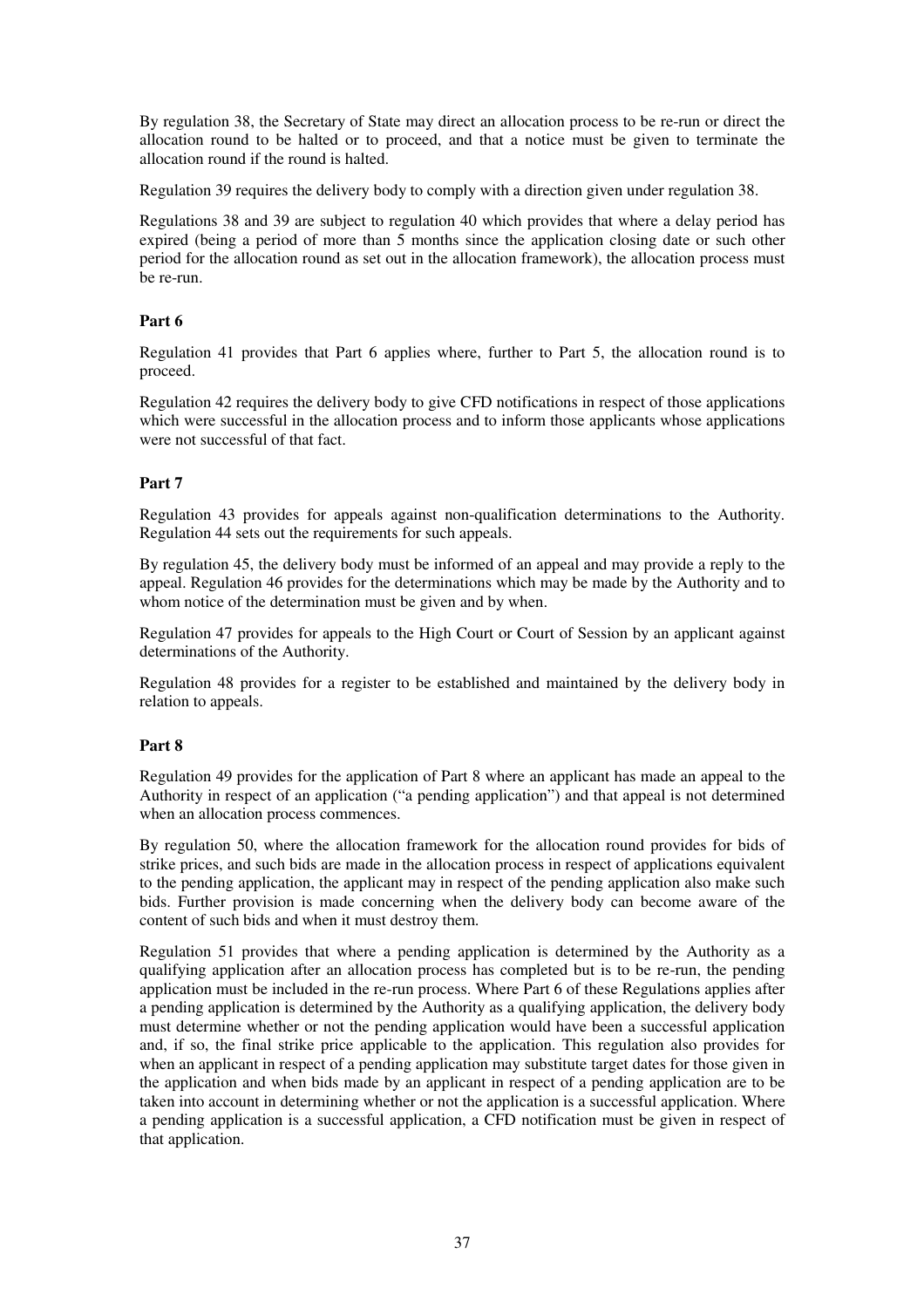By regulation 38, the Secretary of State may direct an allocation process to be re-run or direct the allocation round to be halted or to proceed, and that a notice must be given to terminate the allocation round if the round is halted.

Regulation 39 requires the delivery body to comply with a direction given under regulation 38.

Regulations 38 and 39 are subject to regulation 40 which provides that where a delay period has expired (being a period of more than 5 months since the application closing date or such other period for the allocation round as set out in the allocation framework), the allocation process must be re-run.

**Part 6**

Regulation 41 provides that Part 6 applies where, further to Part 5, the allocation round is to proceed.

Regulation 42 requires the delivery body to give CFD notifications in respect of those applications which were successful in the allocation process and to inform those applicants whose applications were not successful of that fact.

**Part 7**

Regulation 43 provides for appeals against non-qualification determinations to the Authority. Regulation 44 sets out the requirements for such appeals.

By regulation 45, the delivery body must be informed of an appeal and may provide a reply to the appeal. Regulation 46 provides for the determinations which may be made by the Authority and to whom notice of the determination must be given and by when.

Regulation 47 provides for appeals to the High Court or Court of Session by an applicant against determinations of the Authority.

Regulation 48 provides for a register to be established and maintained by the delivery body in relation to appeals.

**Part 8**

Regulation 49 provides for the application of Part 8 where an applicant has made an appeal to the Authority in respect of an application ("a pending application") and that appeal is not determined when an allocation process commences.

By regulation 50, where the allocation framework for the allocation round provides for bids of strike prices, and such bids are made in the allocation process in respect of applications equivalent to the pending application, the applicant may in respect of the pending application also make such bids. Further provision is made concerning when the delivery body can become aware of the content of such bids and when it must destroy them.

Regulation 51 provides that where a pending application is determined by the Authority as a qualifying application after an allocation process has completed but is to be re-run, the pending application must be included in the re-run process. Where Part 6 of these Regulations applies after a pending application is determined by the Authority as a qualifying application, the delivery body must determine whether or not the pending application would have been a successful application and, if so, the final strike price applicable to the application. This regulation also provides for when an applicant in respect of a pending application may substitute target dates for those given in the application and when bids made by an applicant in respect of a pending application are to be taken into account in determining whether or not the application is a successful application. Where a pending application is a successful application, a CFD notification must be given in respect of that application.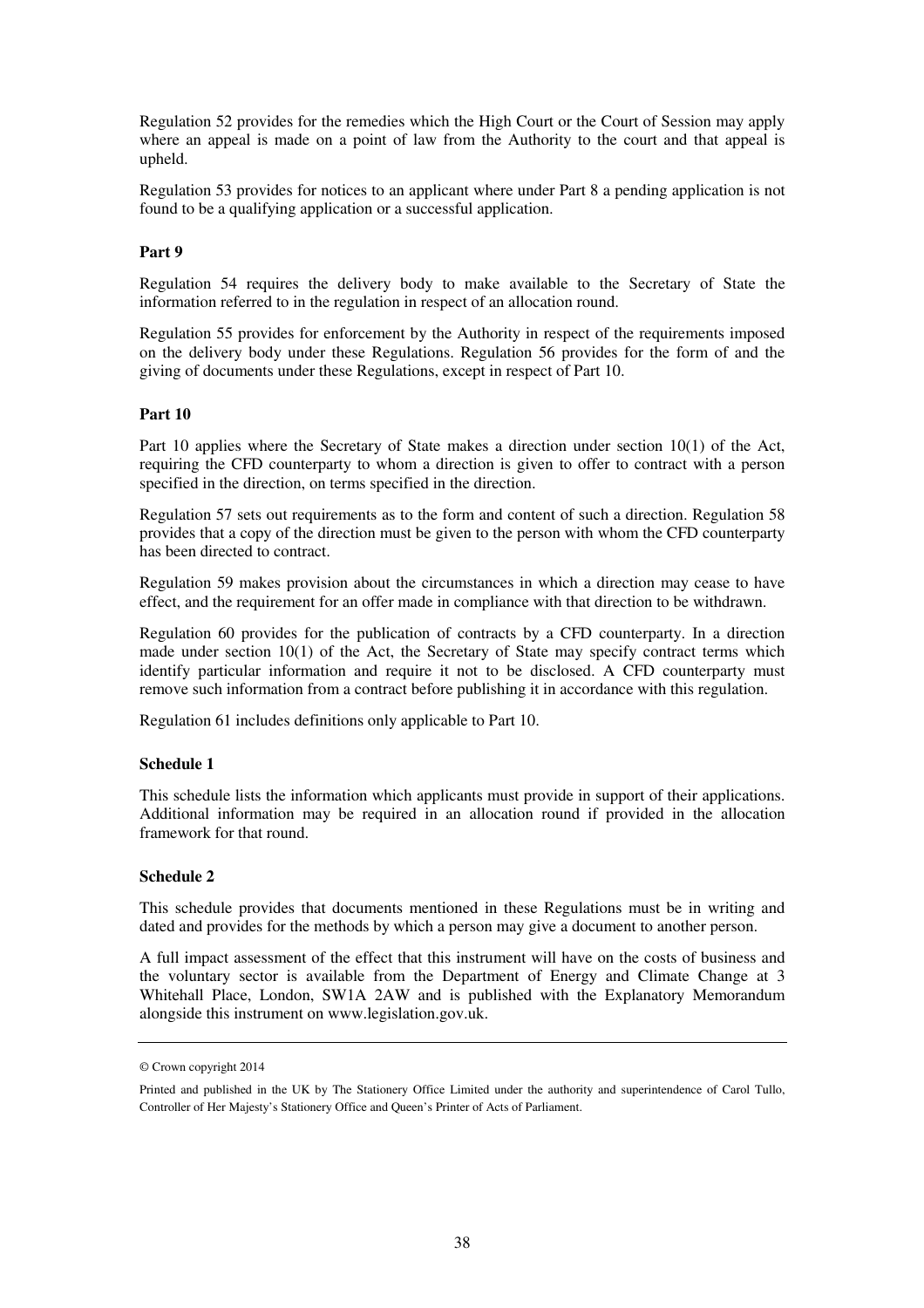Regulation 52 provides for the remedies which the High Court or the Court of Session may apply where an appeal is made on a point of law from the Authority to the court and that appeal is upheld.

Regulation 53 provides for notices to an applicant where under Part 8 a pending application is not found to be a qualifying application or a successful application.

**Part 9**

Regulation 54 requires the delivery body to make available to the Secretary of State the information referred to in the regulation in respect of an allocation round.

Regulation 55 provides for enforcement by the Authority in respect of the requirements imposed on the delivery body under these Regulations. Regulation 56 provides for the form of and the giving of documents under these Regulations, except in respect of Part 10.

**Part 10**

Part 10 applies where the Secretary of State makes a direction under section 10(1) of the Act, requiring the CFD counterparty to whom a direction is given to offer to contract with a person specified in the direction, on terms specified in the direction.

Regulation 57 sets out requirements as to the form and content of such a direction. Regulation 58 provides that a copy of the direction must be given to the person with whom the CFD counterparty has been directed to contract.

Regulation 59 makes provision about the circumstances in which a direction may cease to have effect, and the requirement for an offer made in compliance with that direction to be withdrawn.

Regulation 60 provides for the publication of contracts by a CFD counterparty. In a direction made under section 10(1) of the Act, the Secretary of State may specify contract terms which identify particular information and require it not to be disclosed. A CFD counterparty must remove such information from a contract before publishing it in accordance with this regulation.

Regulation 61 includes definitions only applicable to Part 10.

**Schedule 1**

This schedule lists the information which applicants must provide in support of their applications. Additional information may be required in an allocation round if provided in the allocation framework for that round.

**Schedule 2**

This schedule provides that documents mentioned in these Regulations must be in writing and dated and provides for the methods by which a person may give a document to another person.

A full impact assessment of the effect that this instrument will have on the costs of business and the voluntary sector is available from the Department of Energy and Climate Change at 3 Whitehall Place, London, SW1A 2AW and is published with the Explanatory Memorandum alongside this instrument on www.legislation.gov.uk.

---

© Crown copyright 2014

Printed and published in the UK by The Stationery Office Limited under the authority and superintendence of Carol Tullo, Controller of Her Majesty's Stationery Office and Queen's Printer of Acts of Parliament.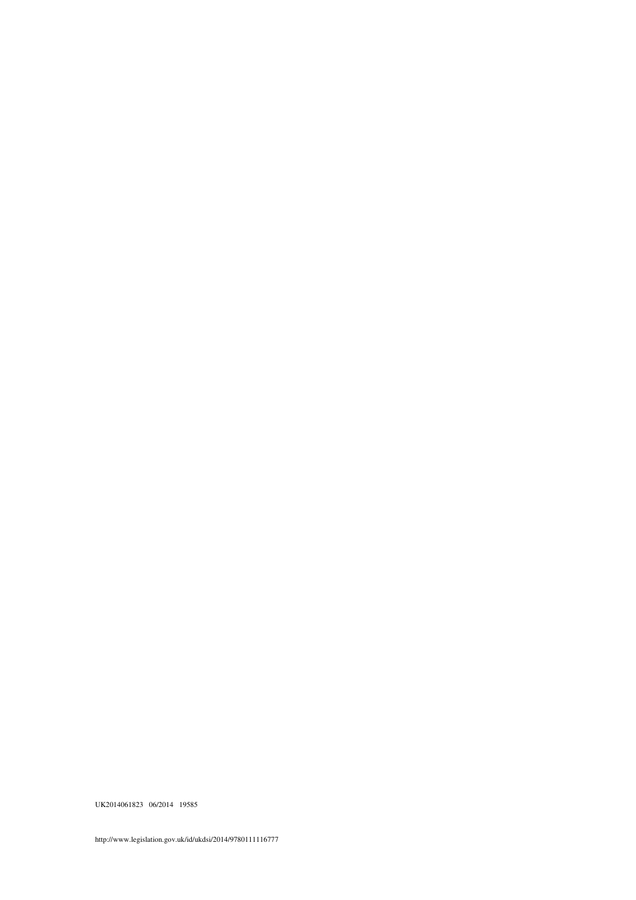UK2014061823 06/2014 19585

http://www.legislation.gov.uk/id/ukdsi/2014/9780111116777